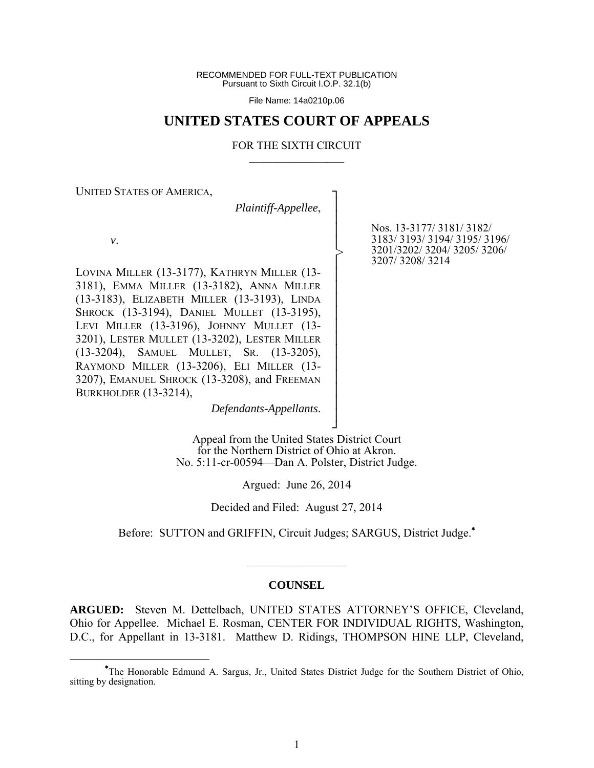RECOMMENDED FOR FULL-TEXT PUBLICATION
Pursuant to Sixth Circuit I.O.P. 32.1(b)

File Name: 14a0210p.06

# UNITED STATES COURT OF APPEALS

## FOR THE SIXTH CIRCUIT

UNITED STATES OF AMERICA,

*Plaintiff-Appellee*,

*v*.

LOVINA MILLER (13-3177), KATHRYN MILLER (13-3181), EMMA MILLER (13-3182), ANNA MILLER (13-3183), ELIZABETH MILLER (13-3193), LINDA SHROCK (13-3194), DANIEL MULLET (13-3195), LEVI MILLER (13-3196), JOHNNY MULLET (13-3201), LESTER MULLET (13-3202), LESTER MILLER (13-3204), SAMUEL MULLET, SR. (13-3205), RAYMOND MILLER (13-3206), ELI MILLER (13-3207), EMANUEL SHROCK (13-3208), and FREEMAN BURKHOLDER (13-3214),

*Defendants-Appellants*.

Nos. 13-3177/ 3181/ 3182/ 3183/ 3193/ 3194/ 3195/ 3196/ 3201/3202/ 3204/ 3205/ 3206/ 3207/ 3208/ 3214

Appeal from the United States District Court for the Northern District of Ohio at Akron.
No. 5:11-cr-00594—Dan A. Polster, District Judge.

Argued: June 26, 2014

Decided and Filed: August 27, 2014

Before: SUTTON and GRIFFIN, Circuit Judges; SARGUS, District Judge.*

## COUNSEL

**ARGUED:** Steven M. Dettelbach, UNITED STATES ATTORNEY'S OFFICE, Cleveland, Ohio for Appellee. Michael E. Rosman, CENTER FOR INDIVIDUAL RIGHTS, Washington, D.C., for Appellant in 13-3181. Matthew D. Ridings, THOMPSON HINE LLP, Cleveland,

*The Honorable Edmund A. Sargus, Jr., United States District Judge for the Southern District of Ohio, sitting by designation.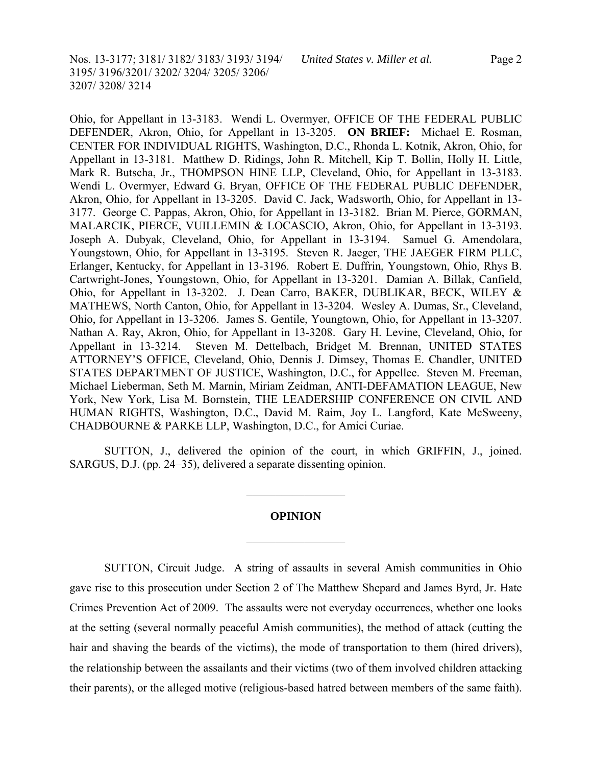Ohio, for Appellant in 13-3183. Wendi L. Overmyer, OFFICE OF THE FEDERAL PUBLIC DEFENDER, Akron, Ohio, for Appellant in 13-3205. **ON BRIEF:** Michael E. Rosman, CENTER FOR INDIVIDUAL RIGHTS, Washington, D.C., Rhonda L. Kotnik, Akron, Ohio, for Appellant in 13-3181. Matthew D. Ridings, John R. Mitchell, Kip T. Bollin, Holly H. Little, Mark R. Butscha, Jr., THOMPSON HINE LLP, Cleveland, Ohio, for Appellant in 13-3183. Wendi L. Overmyer, Edward G. Bryan, OFFICE OF THE FEDERAL PUBLIC DEFENDER, Akron, Ohio, for Appellant in 13-3205. David C. Jack, Wadsworth, Ohio, for Appellant in 13-3177. George C. Pappas, Akron, Ohio, for Appellant in 13-3182. Brian M. Pierce, GORMAN, MALARCIK, PIERCE, VUILLEMIN & LOCASCIO, Akron, Ohio, for Appellant in 13-3193. Joseph A. Dubyak, Cleveland, Ohio, for Appellant in 13-3194. Samuel G. Amendolara, Youngstown, Ohio, for Appellant in 13-3195. Steven R. Jaeger, THE JAEGER FIRM PLLC, Erlanger, Kentucky, for Appellant in 13-3196. Robert E. Duffrin, Youngstown, Ohio, Rhys B. Cartwright-Jones, Youngstown, Ohio, for Appellant in 13-3201. Damian A. Billak, Canfield, Ohio, for Appellant in 13-3202. J. Dean Carro, BAKER, DUBLIKAR, BECK, WILEY & MATHEWS, North Canton, Ohio, for Appellant in 13-3204. Wesley A. Dumas, Sr., Cleveland, Ohio, for Appellant in 13-3206. James S. Gentile, Youngtown, Ohio, for Appellant in 13-3207. Nathan A. Ray, Akron, Ohio, for Appellant in 13-3208. Gary H. Levine, Cleveland, Ohio, for Appellant in 13-3214. Steven M. Dettelbach, Bridget M. Brennan, UNITED STATES ATTORNEY'S OFFICE, Cleveland, Ohio, Dennis J. Dimsey, Thomas E. Chandler, UNITED STATES DEPARTMENT OF JUSTICE, Washington, D.C., for Appellee. Steven M. Freeman, Michael Lieberman, Seth M. Marnin, Miriam Zeidman, ANTI-DEFAMATION LEAGUE, New York, New York, Lisa M. Bornstein, THE LEADERSHIP CONFERENCE ON CIVIL AND HUMAN RIGHTS, Washington, D.C., David M. Raim, Joy L. Langford, Kate McSweeny, CHADBOURNE & PARKE LLP, Washington, D.C., for Amici Curiae.

SUTTON, J., delivered the opinion of the court, in which GRIFFIN, J., joined. SARGUS, D.J. (pp. 24–35), delivered a separate dissenting opinion.

---

## OPINION

---

SUTTON, Circuit Judge. A string of assaults in several Amish communities in Ohio gave rise to this prosecution under Section 2 of The Matthew Shepard and James Byrd, Jr. Hate Crimes Prevention Act of 2009. The assaults were not everyday occurrences, whether one looks at the setting (several normally peaceful Amish communities), the method of attack (cutting the hair and shaving the beards of the victims), the mode of transportation to them (hired drivers), the relationship between the assailants and their victims (two of them involved children attacking their parents), or the alleged motive (religious-based hatred between members of the same faith).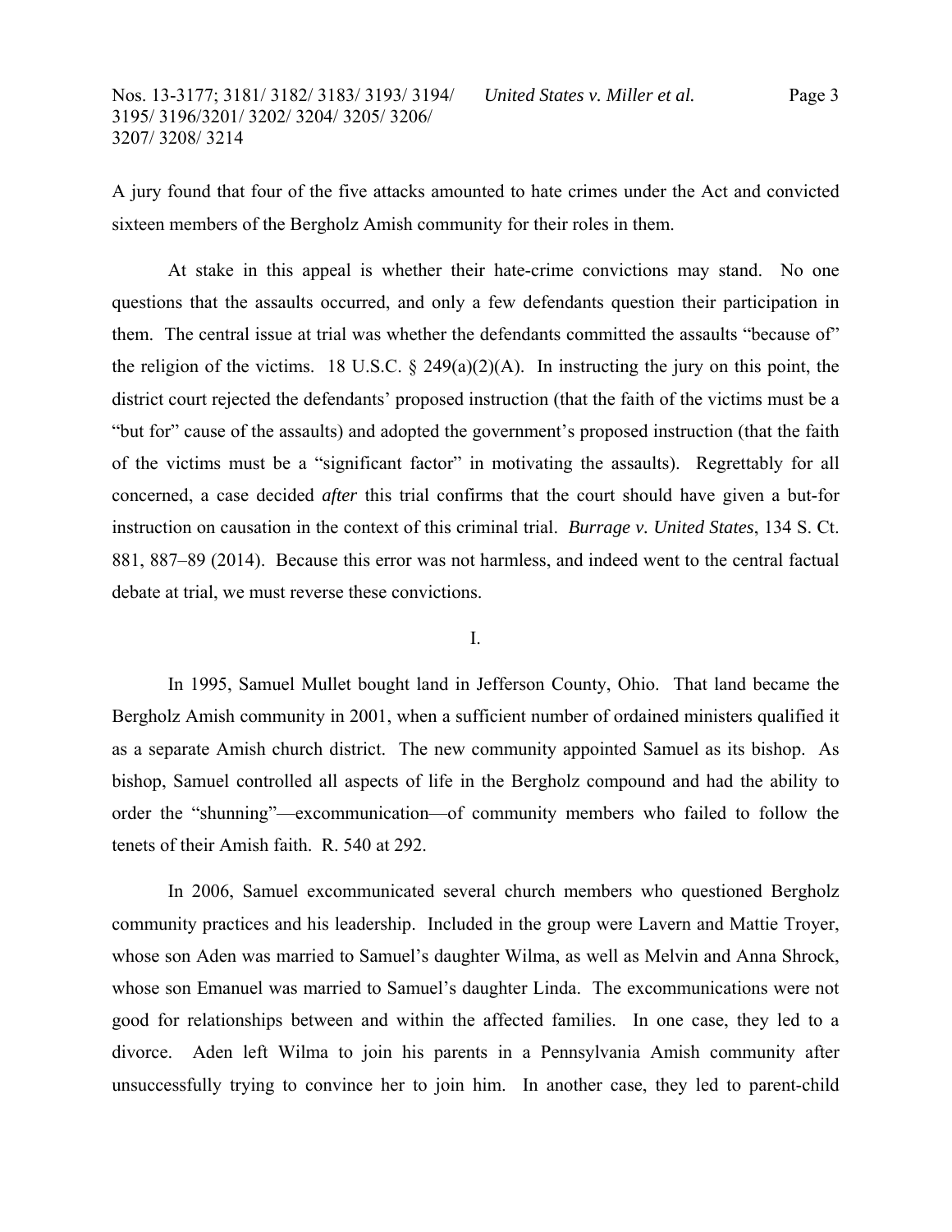A jury found that four of the five attacks amounted to hate crimes under the Act and convicted sixteen members of the Bergholz Amish community for their roles in them.

At stake in this appeal is whether their hate-crime convictions may stand. No one questions that the assaults occurred, and only a few defendants question their participation in them. The central issue at trial was whether the defendants committed the assaults "because of" the religion of the victims. 18 U.S.C. § 249(a)(2)(A). In instructing the jury on this point, the district court rejected the defendants' proposed instruction (that the faith of the victims must be a "but for" cause of the assaults) and adopted the government's proposed instruction (that the faith of the victims must be a "significant factor" in motivating the assaults). Regrettably for all concerned, a case decided *after* this trial confirms that the court should have given a but-for instruction on causation in the context of this criminal trial. *Burrage v. United States*, 134 S. Ct. 881, 887–89 (2014). Because this error was not harmless, and indeed went to the central factual debate at trial, we must reverse these convictions.

## I.

In 1995, Samuel Mullet bought land in Jefferson County, Ohio. That land became the Bergholz Amish community in 2001, when a sufficient number of ordained ministers qualified it as a separate Amish church district. The new community appointed Samuel as its bishop. As bishop, Samuel controlled all aspects of life in the Bergholz compound and had the ability to order the "shunning"—excommunication—of community members who failed to follow the tenets of their Amish faith. R. 540 at 292.

In 2006, Samuel excommunicated several church members who questioned Bergholz community practices and his leadership. Included in the group were Lavern and Mattie Troyer, whose son Aden was married to Samuel's daughter Wilma, as well as Melvin and Anna Shrock, whose son Emanuel was married to Samuel's daughter Linda. The excommunications were not good for relationships between and within the affected families. In one case, they led to a divorce. Aden left Wilma to join his parents in a Pennsylvania Amish community after unsuccessfully trying to convince her to join him. In another case, they led to parent-child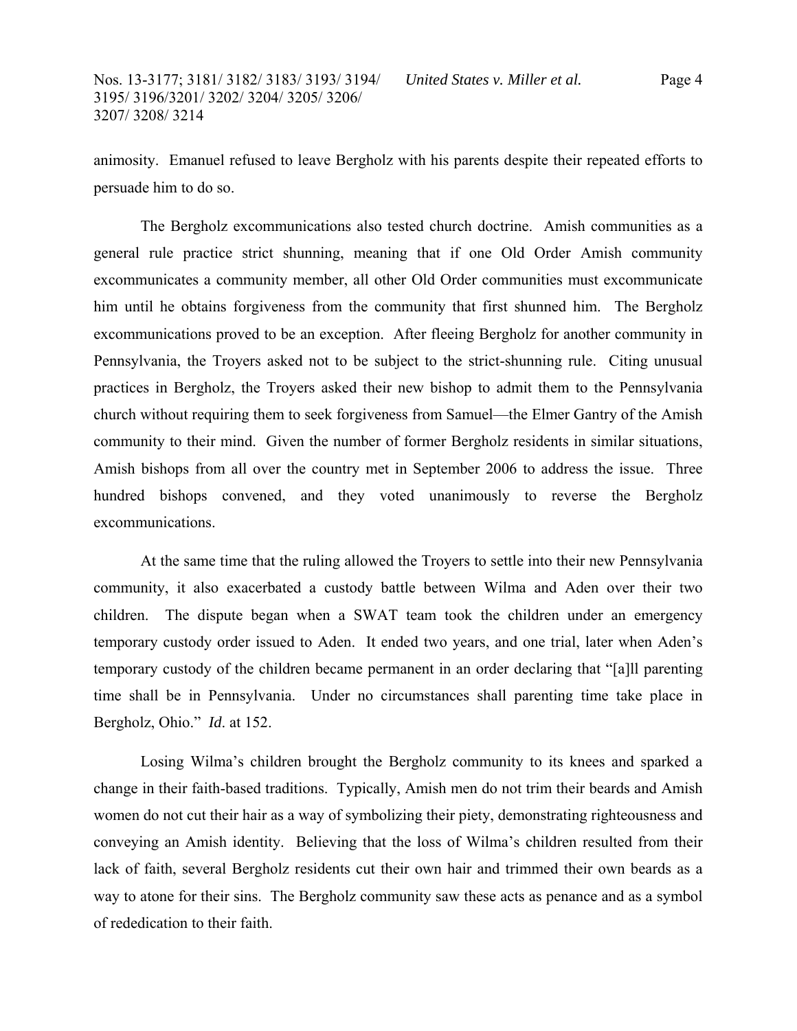animosity. Emanuel refused to leave Bergholz with his parents despite their repeated efforts to persuade him to do so.

The Bergholz excommunications also tested church doctrine. Amish communities as a general rule practice strict shunning, meaning that if one Old Order Amish community excommunicates a community member, all other Old Order communities must excommunicate him until he obtains forgiveness from the community that first shunned him. The Bergholz excommunications proved to be an exception. After fleeing Bergholz for another community in Pennsylvania, the Troyers asked not to be subject to the strict-shunning rule. Citing unusual practices in Bergholz, the Troyers asked their new bishop to admit them to the Pennsylvania church without requiring them to seek forgiveness from Samuel—the Elmer Gantry of the Amish community to their mind. Given the number of former Bergholz residents in similar situations, Amish bishops from all over the country met in September 2006 to address the issue. Three hundred bishops convened, and they voted unanimously to reverse the Bergholz excommunications.

At the same time that the ruling allowed the Troyers to settle into their new Pennsylvania community, it also exacerbated a custody battle between Wilma and Aden over their two children. The dispute began when a SWAT team took the children under an emergency temporary custody order issued to Aden. It ended two years, and one trial, later when Aden's temporary custody of the children became permanent in an order declaring that "[a]ll parenting time shall be in Pennsylvania. Under no circumstances shall parenting time take place in Bergholz, Ohio." *Id*. at 152.

Losing Wilma's children brought the Bergholz community to its knees and sparked a change in their faith-based traditions. Typically, Amish men do not trim their beards and Amish women do not cut their hair as a way of symbolizing their piety, demonstrating righteousness and conveying an Amish identity. Believing that the loss of Wilma's children resulted from their lack of faith, several Bergholz residents cut their own hair and trimmed their own beards as a way to atone for their sins. The Bergholz community saw these acts as penance and as a symbol of rededication to their faith.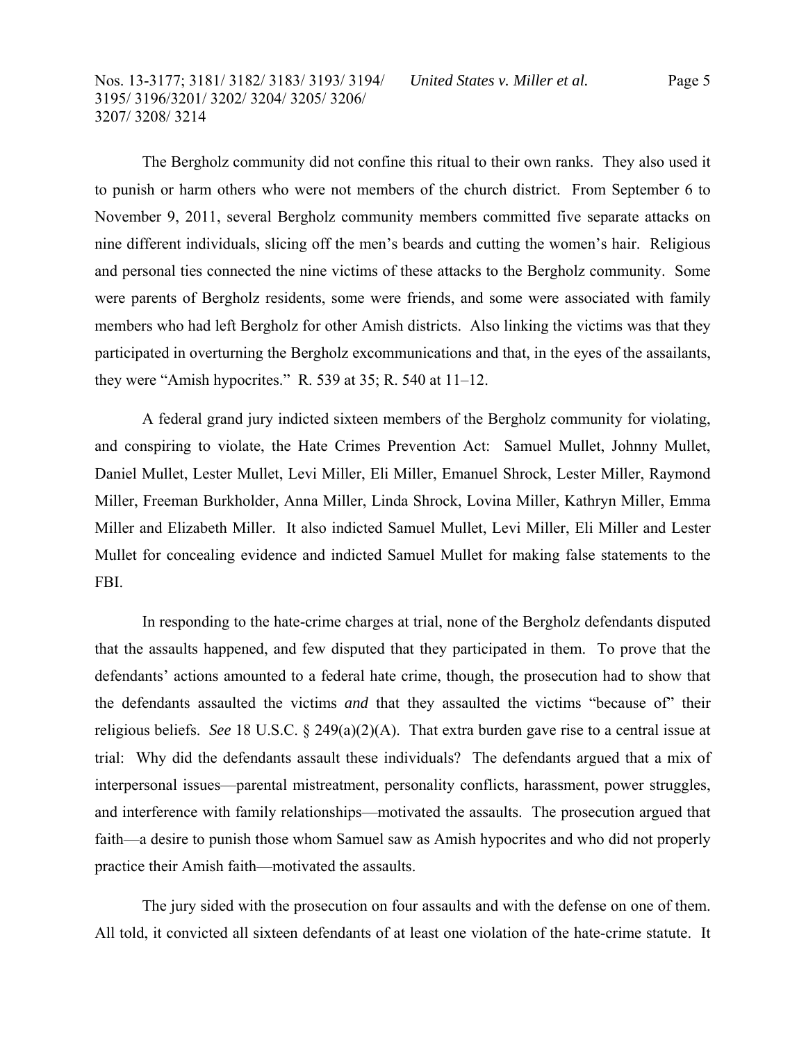The Bergholz community did not confine this ritual to their own ranks. They also used it to punish or harm others who were not members of the church district. From September 6 to November 9, 2011, several Bergholz community members committed five separate attacks on nine different individuals, slicing off the men's beards and cutting the women's hair. Religious and personal ties connected the nine victims of these attacks to the Bergholz community. Some were parents of Bergholz residents, some were friends, and some were associated with family members who had left Bergholz for other Amish districts. Also linking the victims was that they participated in overturning the Bergholz excommunications and that, in the eyes of the assailants, they were "Amish hypocrites." R. 539 at 35; R. 540 at 11–12.

A federal grand jury indicted sixteen members of the Bergholz community for violating, and conspiring to violate, the Hate Crimes Prevention Act: Samuel Mullet, Johnny Mullet, Daniel Mullet, Lester Mullet, Levi Miller, Eli Miller, Emanuel Shrock, Lester Miller, Raymond Miller, Freeman Burkholder, Anna Miller, Linda Shrock, Lovina Miller, Kathryn Miller, Emma Miller and Elizabeth Miller. It also indicted Samuel Mullet, Levi Miller, Eli Miller and Lester Mullet for concealing evidence and indicted Samuel Mullet for making false statements to the FBI.

In responding to the hate-crime charges at trial, none of the Bergholz defendants disputed that the assaults happened, and few disputed that they participated in them. To prove that the defendants' actions amounted to a federal hate crime, though, the prosecution had to show that the defendants assaulted the victims *and* that they assaulted the victims "because of" their religious beliefs. *See* 18 U.S.C. § 249(a)(2)(A). That extra burden gave rise to a central issue at trial: Why did the defendants assault these individuals? The defendants argued that a mix of interpersonal issues—parental mistreatment, personality conflicts, harassment, power struggles, and interference with family relationships—motivated the assaults. The prosecution argued that faith—a desire to punish those whom Samuel saw as Amish hypocrites and who did not properly practice their Amish faith—motivated the assaults.

The jury sided with the prosecution on four assaults and with the defense on one of them. All told, it convicted all sixteen defendants of at least one violation of the hate-crime statute. It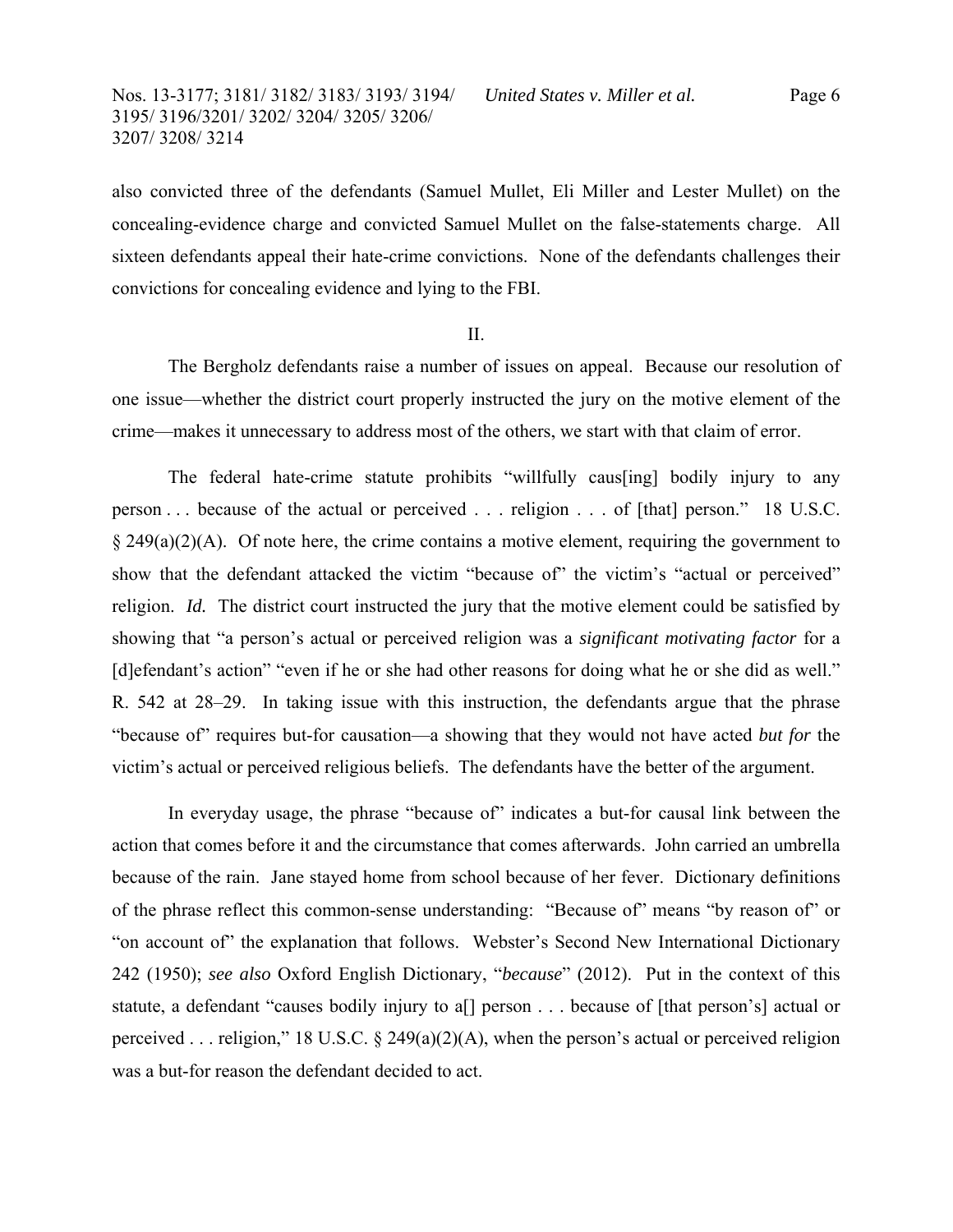also convicted three of the defendants (Samuel Mullet, Eli Miller and Lester Mullet) on the concealing-evidence charge and convicted Samuel Mullet on the false-statements charge. All sixteen defendants appeal their hate-crime convictions. None of the defendants challenges their convictions for concealing evidence and lying to the FBI.

## II.

The Bergholz defendants raise a number of issues on appeal. Because our resolution of one issue—whether the district court properly instructed the jury on the motive element of the crime—makes it unnecessary to address most of the others, we start with that claim of error.

The federal hate-crime statute prohibits "willfully caus[ing] bodily injury to any person . . . because of the actual or perceived . . . religion . . . of [that] person." 18 U.S.C. § 249(a)(2)(A). Of note here, the crime contains a motive element, requiring the government to show that the defendant attacked the victim "because of" the victim's "actual or perceived" religion. *Id.* The district court instructed the jury that the motive element could be satisfied by showing that "a person's actual or perceived religion was a *significant motivating factor* for a [d]efendant's action" "even if he or she had other reasons for doing what he or she did as well." R. 542 at 28–29. In taking issue with this instruction, the defendants argue that the phrase "because of" requires but-for causation—a showing that they would not have acted *but for* the victim's actual or perceived religious beliefs. The defendants have the better of the argument.

In everyday usage, the phrase "because of" indicates a but-for causal link between the action that comes before it and the circumstance that comes afterwards. John carried an umbrella because of the rain. Jane stayed home from school because of her fever. Dictionary definitions of the phrase reflect this common-sense understanding: "Because of" means "by reason of" or "on account of" the explanation that follows. Webster's Second New International Dictionary 242 (1950); *see also* Oxford English Dictionary, "*because*" (2012). Put in the context of this statute, a defendant "causes bodily injury to a[] person . . . because of [that person's] actual or perceived . . . religion," 18 U.S.C. § 249(a)(2)(A), when the person's actual or perceived religion was a but-for reason the defendant decided to act.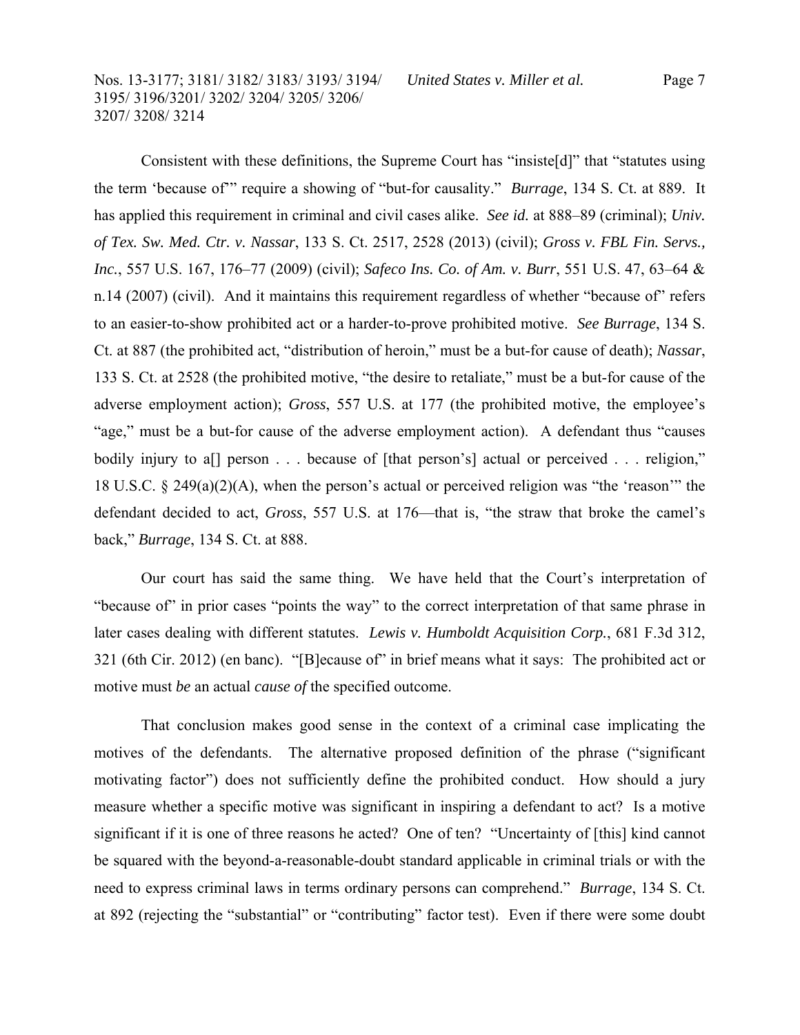Consistent with these definitions, the Supreme Court has "insiste[d]" that "statutes using the term 'because of'" require a showing of "but-for causality." *Burrage*, 134 S. Ct. at 889. It has applied this requirement in criminal and civil cases alike. *See id.* at 888–89 (criminal); *Univ. of Tex. Sw. Med. Ctr. v. Nassar*, 133 S. Ct. 2517, 2528 (2013) (civil); *Gross v. FBL Fin. Servs., Inc.*, 557 U.S. 167, 176–77 (2009) (civil); *Safeco Ins. Co. of Am. v. Burr*, 551 U.S. 47, 63–64 & n.14 (2007) (civil). And it maintains this requirement regardless of whether "because of" refers to an easier-to-show prohibited act or a harder-to-prove prohibited motive. *See Burrage*, 134 S. Ct. at 887 (the prohibited act, "distribution of heroin," must be a but-for cause of death); *Nassar*, 133 S. Ct. at 2528 (the prohibited motive, "the desire to retaliate," must be a but-for cause of the adverse employment action); *Gross*, 557 U.S. at 177 (the prohibited motive, the employee's "age," must be a but-for cause of the adverse employment action). A defendant thus "causes bodily injury to a[] person . . . because of [that person's] actual or perceived . . . religion," 18 U.S.C. § 249(a)(2)(A), when the person's actual or perceived religion was "the 'reason'" the defendant decided to act, *Gross*, 557 U.S. at 176—that is, "the straw that broke the camel's back," *Burrage*, 134 S. Ct. at 888.

Our court has said the same thing. We have held that the Court's interpretation of "because of" in prior cases "points the way" to the correct interpretation of that same phrase in later cases dealing with different statutes. *Lewis v. Humboldt Acquisition Corp.*, 681 F.3d 312, 321 (6th Cir. 2012) (en banc). "[B]ecause of" in brief means what it says: The prohibited act or motive must *be* an actual *cause of* the specified outcome.

That conclusion makes good sense in the context of a criminal case implicating the motives of the defendants. The alternative proposed definition of the phrase ("significant motivating factor") does not sufficiently define the prohibited conduct. How should a jury measure whether a specific motive was significant in inspiring a defendant to act? Is a motive significant if it is one of three reasons he acted? One of ten? "Uncertainty of [this] kind cannot be squared with the beyond-a-reasonable-doubt standard applicable in criminal trials or with the need to express criminal laws in terms ordinary persons can comprehend." *Burrage*, 134 S. Ct. at 892 (rejecting the "substantial" or "contributing" factor test). Even if there were some doubt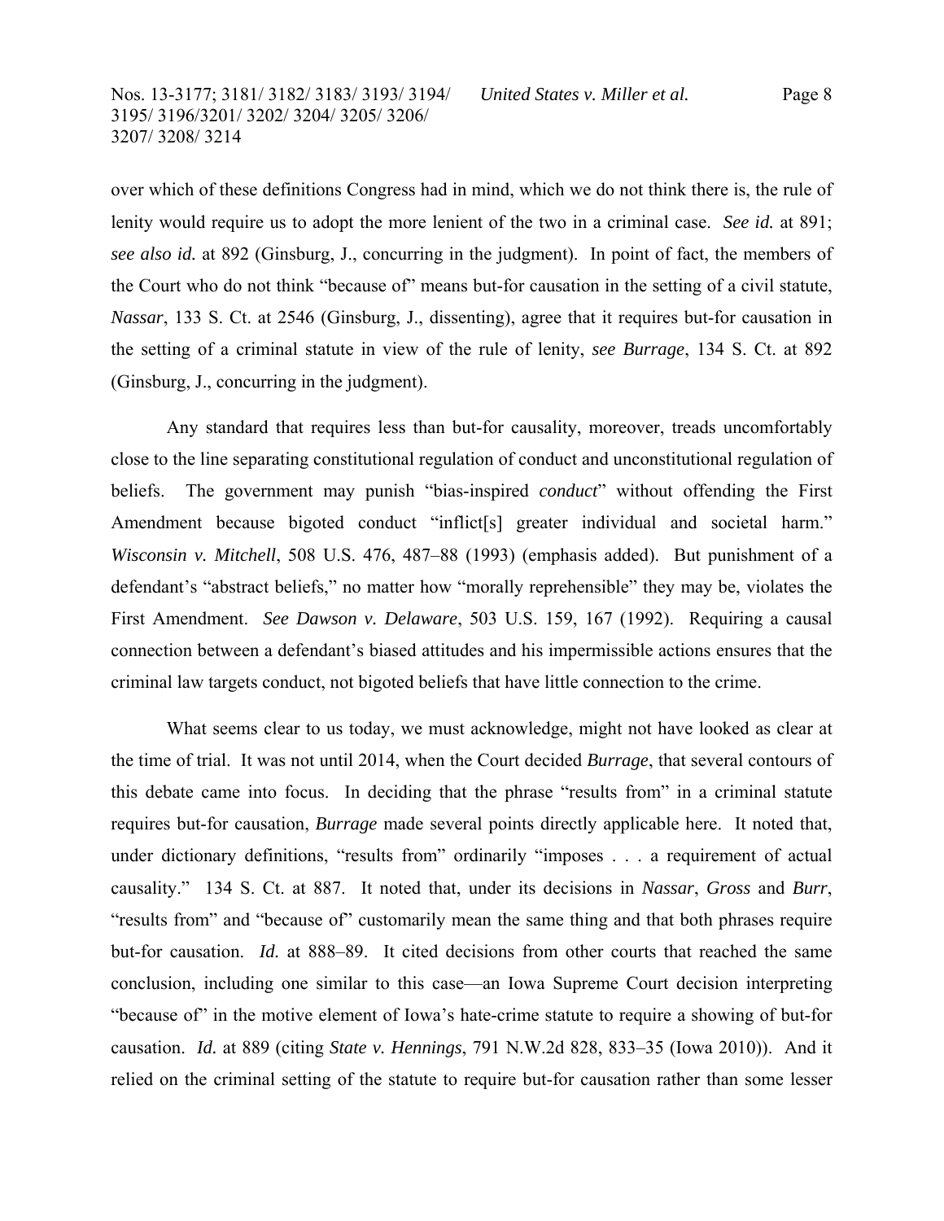over which of these definitions Congress had in mind, which we do not think there is, the rule of lenity would require us to adopt the more lenient of the two in a criminal case. *See id.* at 891; *see also id.* at 892 (Ginsburg, J., concurring in the judgment). In point of fact, the members of the Court who do not think "because of" means but-for causation in the setting of a civil statute, *Nassar*, 133 S. Ct. at 2546 (Ginsburg, J., dissenting), agree that it requires but-for causation in the setting of a criminal statute in view of the rule of lenity, *see Burrage*, 134 S. Ct. at 892 (Ginsburg, J., concurring in the judgment).

Any standard that requires less than but-for causality, moreover, treads uncomfortably close to the line separating constitutional regulation of conduct and unconstitutional regulation of beliefs. The government may punish "bias-inspired *conduct*" without offending the First Amendment because bigoted conduct "inflict[s] greater individual and societal harm." *Wisconsin v. Mitchell*, 508 U.S. 476, 487–88 (1993) (emphasis added). But punishment of a defendant's "abstract beliefs," no matter how "morally reprehensible" they may be, violates the First Amendment. *See Dawson v. Delaware*, 503 U.S. 159, 167 (1992). Requiring a causal connection between a defendant's biased attitudes and his impermissible actions ensures that the criminal law targets conduct, not bigoted beliefs that have little connection to the crime.

What seems clear to us today, we must acknowledge, might not have looked as clear at the time of trial. It was not until 2014, when the Court decided *Burrage*, that several contours of this debate came into focus. In deciding that the phrase "results from" in a criminal statute requires but-for causation, *Burrage* made several points directly applicable here. It noted that, under dictionary definitions, "results from" ordinarily "imposes . . . a requirement of actual causality." 134 S. Ct. at 887. It noted that, under its decisions in *Nassar*, *Gross* and *Burr*, "results from" and "because of" customarily mean the same thing and that both phrases require but-for causation. *Id.* at 888–89. It cited decisions from other courts that reached the same conclusion, including one similar to this case—an Iowa Supreme Court decision interpreting "because of" in the motive element of Iowa's hate-crime statute to require a showing of but-for causation. *Id.* at 889 (citing *State v. Hennings*, 791 N.W.2d 828, 833–35 (Iowa 2010)). And it relied on the criminal setting of the statute to require but-for causation rather than some lesser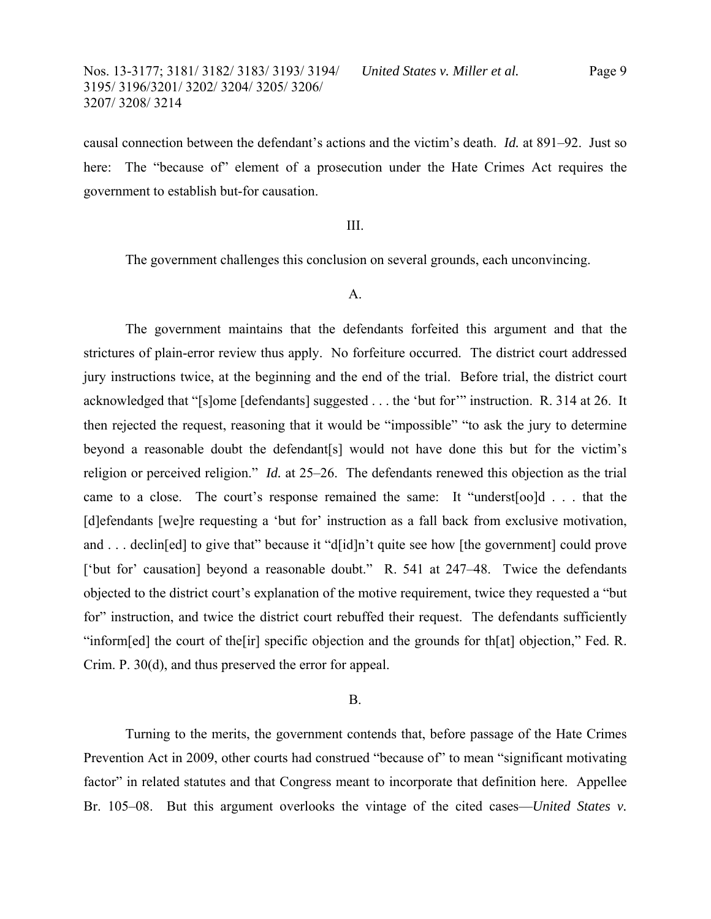causal connection between the defendant's actions and the victim's death. *Id.* at 891–92. Just so here: The "because of" element of a prosecution under the Hate Crimes Act requires the government to establish but-for causation.

## III.

The government challenges this conclusion on several grounds, each unconvincing.

### A.

The government maintains that the defendants forfeited this argument and that the strictures of plain-error review thus apply. No forfeiture occurred. The district court addressed jury instructions twice, at the beginning and the end of the trial. Before trial, the district court acknowledged that "[s]ome [defendants] suggested . . . the 'but for'" instruction. R. 314 at 26. It then rejected the request, reasoning that it would be "impossible" "to ask the jury to determine beyond a reasonable doubt the defendant[s] would not have done this but for the victim's religion or perceived religion." *Id.* at 25–26. The defendants renewed this objection as the trial came to a close. The court's response remained the same: It "underst[oo]d . . . that the [d]efendants [we]re requesting a 'but for' instruction as a fall back from exclusive motivation, and . . . declin[ed] to give that" because it "d[id]n't quite see how [the government] could prove ['but for' causation] beyond a reasonable doubt." R. 541 at 247–48. Twice the defendants objected to the district court's explanation of the motive requirement, twice they requested a "but for" instruction, and twice the district court rebuffed their request. The defendants sufficiently "inform[ed] the court of the[ir] specific objection and the grounds for th[at] objection," Fed. R. Crim. P. 30(d), and thus preserved the error for appeal.

### B.

Turning to the merits, the government contends that, before passage of the Hate Crimes Prevention Act in 2009, other courts had construed "because of" to mean "significant motivating factor" in related statutes and that Congress meant to incorporate that definition here. Appellee Br. 105–08. But this argument overlooks the vintage of the cited cases—*United States v.*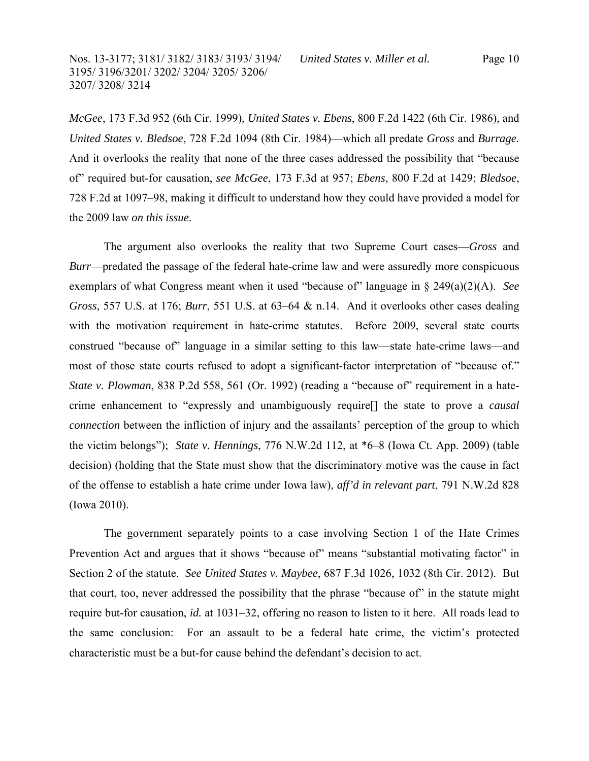*McGee*, 173 F.3d 952 (6th Cir. 1999), *United States v. Ebens*, 800 F.2d 1422 (6th Cir. 1986), and *United States v. Bledsoe*, 728 F.2d 1094 (8th Cir. 1984)—which all predate *Gross* and *Burrage.* And it overlooks the reality that none of the three cases addressed the possibility that "because of" required but-for causation, *see McGee*, 173 F.3d at 957; *Ebens*, 800 F.2d at 1429; *Bledsoe*, 728 F.2d at 1097–98, making it difficult to understand how they could have provided a model for the 2009 law *on this issue*.

The argument also overlooks the reality that two Supreme Court cases—*Gross* and *Burr*—predated the passage of the federal hate-crime law and were assuredly more conspicuous exemplars of what Congress meant when it used "because of" language in § 249(a)(2)(A). *See Gross*, 557 U.S. at 176; *Burr*, 551 U.S. at 63–64 & n.14. And it overlooks other cases dealing with the motivation requirement in hate-crime statutes. Before 2009, several state courts construed "because of" language in a similar setting to this law—state hate-crime laws—and most of those state courts refused to adopt a significant-factor interpretation of "because of." *State v. Plowman*, 838 P.2d 558, 561 (Or. 1992) (reading a "because of" requirement in a hate-crime enhancement to "expressly and unambiguously require[] the state to prove a *causal connection* between the infliction of injury and the assailants' perception of the group to which the victim belongs"); *State v. Hennings*, 776 N.W.2d 112, at *6–8 (Iowa Ct. App. 2009) (table decision) (holding that the State must show that the discriminatory motive was the cause in fact of the offense to establish a hate crime under Iowa law), *aff'd in relevant part*, 791 N.W.2d 828 (Iowa 2010).

The government separately points to a case involving Section 1 of the Hate Crimes Prevention Act and argues that it shows "because of" means "substantial motivating factor" in Section 2 of the statute. *See United States v. Maybee*, 687 F.3d 1026, 1032 (8th Cir. 2012). But that court, too, never addressed the possibility that the phrase "because of" in the statute might require but-for causation, *id.* at 1031–32, offering no reason to listen to it here. All roads lead to the same conclusion: For an assault to be a federal hate crime, the victim's protected characteristic must be a but-for cause behind the defendant's decision to act.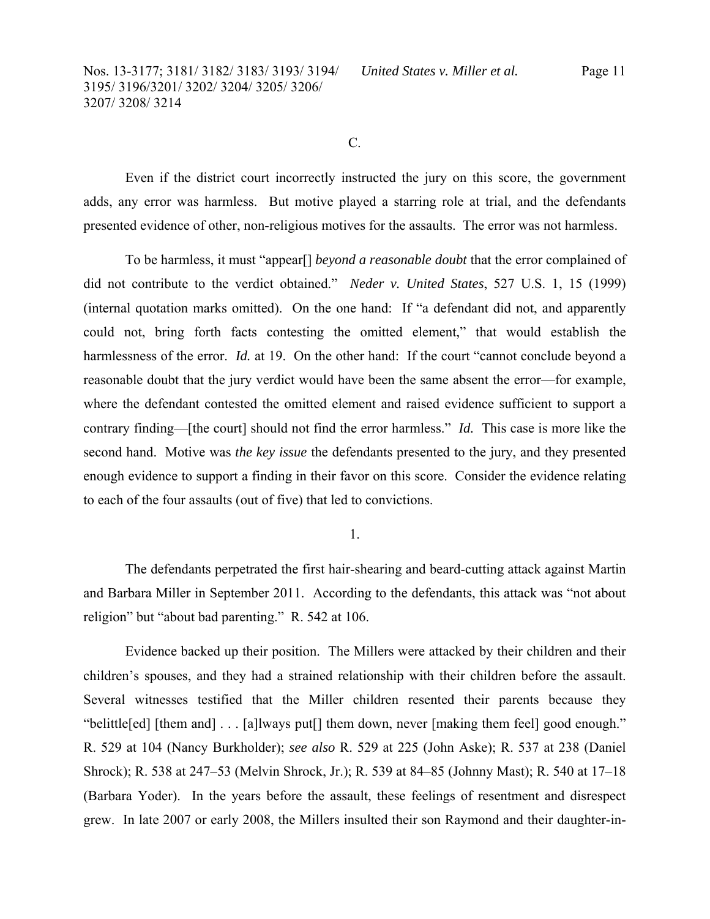C.

Even if the district court incorrectly instructed the jury on this score, the government adds, any error was harmless. But motive played a starring role at trial, and the defendants presented evidence of other, non-religious motives for the assaults. The error was not harmless.

To be harmless, it must "appear[] *beyond a reasonable doubt* that the error complained of did not contribute to the verdict obtained." *Neder v. United States*, 527 U.S. 1, 15 (1999) (internal quotation marks omitted). On the one hand: If "a defendant did not, and apparently could not, bring forth facts contesting the omitted element," that would establish the harmlessness of the error. *Id.* at 19. On the other hand: If the court "cannot conclude beyond a reasonable doubt that the jury verdict would have been the same absent the error—for example, where the defendant contested the omitted element and raised evidence sufficient to support a contrary finding—[the court] should not find the error harmless." *Id.* This case is more like the second hand. Motive was *the key issue* the defendants presented to the jury, and they presented enough evidence to support a finding in their favor on this score. Consider the evidence relating to each of the four assaults (out of five) that led to convictions.

1.

The defendants perpetrated the first hair-shearing and beard-cutting attack against Martin and Barbara Miller in September 2011. According to the defendants, this attack was "not about religion" but "about bad parenting." R. 542 at 106.

Evidence backed up their position. The Millers were attacked by their children and their children's spouses, and they had a strained relationship with their children before the assault. Several witnesses testified that the Miller children resented their parents because they "belittle[ed] [them and] . . . [a]lways put[] them down, never [making them feel] good enough." R. 529 at 104 (Nancy Burkholder); *see also* R. 529 at 225 (John Aske); R. 537 at 238 (Daniel Shrock); R. 538 at 247–53 (Melvin Shrock, Jr.); R. 539 at 84–85 (Johnny Mast); R. 540 at 17–18 (Barbara Yoder). In the years before the assault, these feelings of resentment and disrespect grew. In late 2007 or early 2008, the Millers insulted their son Raymond and their daughter-in-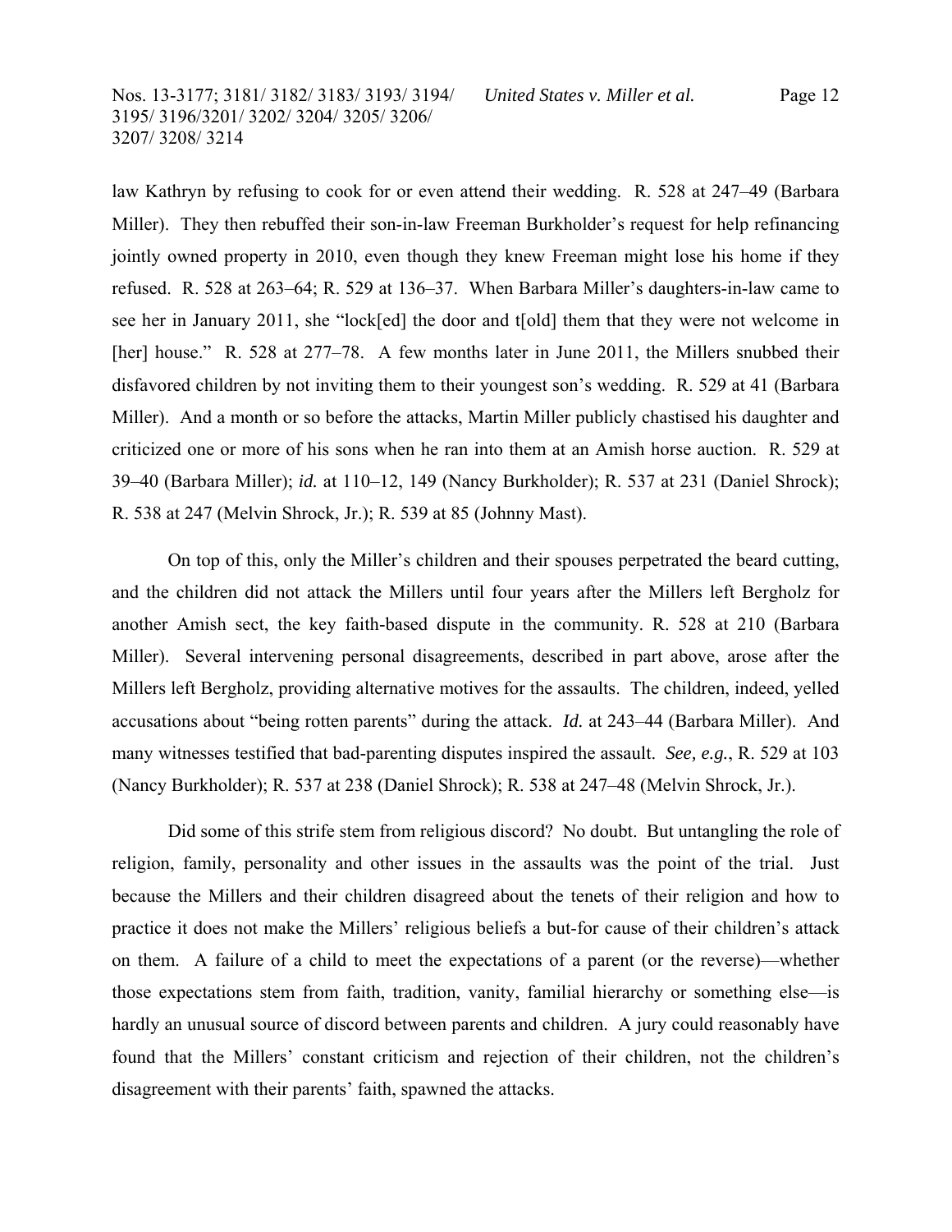law Kathryn by refusing to cook for or even attend their wedding. R. 528 at 247–49 (Barbara Miller). They then rebuffed their son-in-law Freeman Burkholder's request for help refinancing jointly owned property in 2010, even though they knew Freeman might lose his home if they refused. R. 528 at 263–64; R. 529 at 136–37. When Barbara Miller's daughters-in-law came to see her in January 2011, she "lock[ed] the door and t[old] them that they were not welcome in [her] house." R. 528 at 277–78. A few months later in June 2011, the Millers snubbed their disfavored children by not inviting them to their youngest son's wedding. R. 529 at 41 (Barbara Miller). And a month or so before the attacks, Martin Miller publicly chastised his daughter and criticized one or more of his sons when he ran into them at an Amish horse auction. R. 529 at 39–40 (Barbara Miller); *id.* at 110–12, 149 (Nancy Burkholder); R. 537 at 231 (Daniel Shrock); R. 538 at 247 (Melvin Shrock, Jr.); R. 539 at 85 (Johnny Mast).

On top of this, only the Miller's children and their spouses perpetrated the beard cutting, and the children did not attack the Millers until four years after the Millers left Bergholz for another Amish sect, the key faith-based dispute in the community. R. 528 at 210 (Barbara Miller). Several intervening personal disagreements, described in part above, arose after the Millers left Bergholz, providing alternative motives for the assaults. The children, indeed, yelled accusations about "being rotten parents" during the attack. *Id.* at 243–44 (Barbara Miller). And many witnesses testified that bad-parenting disputes inspired the assault. *See, e.g.*, R. 529 at 103 (Nancy Burkholder); R. 537 at 238 (Daniel Shrock); R. 538 at 247–48 (Melvin Shrock, Jr.).

Did some of this strife stem from religious discord? No doubt. But untangling the role of religion, family, personality and other issues in the assaults was the point of the trial. Just because the Millers and their children disagreed about the tenets of their religion and how to practice it does not make the Millers' religious beliefs a but-for cause of their children's attack on them. A failure of a child to meet the expectations of a parent (or the reverse)—whether those expectations stem from faith, tradition, vanity, familial hierarchy or something else—is hardly an unusual source of discord between parents and children. A jury could reasonably have found that the Millers' constant criticism and rejection of their children, not the children's disagreement with their parents' faith, spawned the attacks.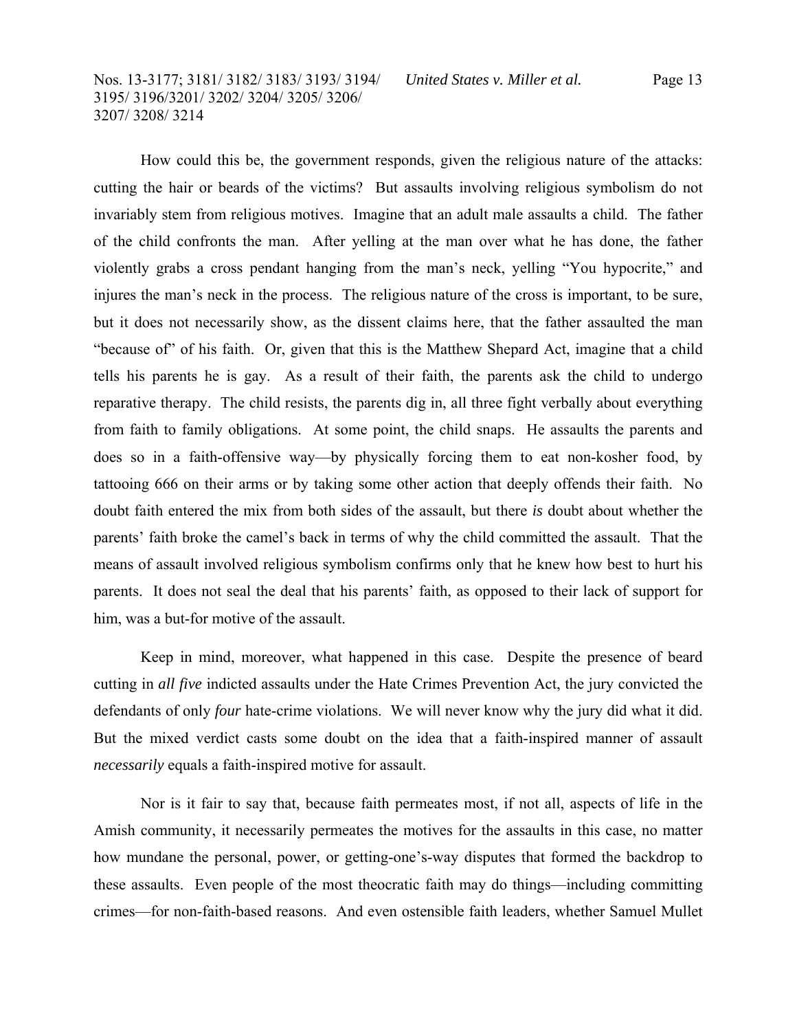How could this be, the government responds, given the religious nature of the attacks: cutting the hair or beards of the victims? But assaults involving religious symbolism do not invariably stem from religious motives. Imagine that an adult male assaults a child. The father of the child confronts the man. After yelling at the man over what he has done, the father violently grabs a cross pendant hanging from the man's neck, yelling "You hypocrite," and injures the man's neck in the process. The religious nature of the cross is important, to be sure, but it does not necessarily show, as the dissent claims here, that the father assaulted the man "because of" of his faith. Or, given that this is the Matthew Shepard Act, imagine that a child tells his parents he is gay. As a result of their faith, the parents ask the child to undergo reparative therapy. The child resists, the parents dig in, all three fight verbally about everything from faith to family obligations. At some point, the child snaps. He assaults the parents and does so in a faith-offensive way—by physically forcing them to eat non-kosher food, by tattooing 666 on their arms or by taking some other action that deeply offends their faith. No doubt faith entered the mix from both sides of the assault, but there *is* doubt about whether the parents' faith broke the camel's back in terms of why the child committed the assault. That the means of assault involved religious symbolism confirms only that he knew how best to hurt his parents. It does not seal the deal that his parents' faith, as opposed to their lack of support for him, was a but-for motive of the assault.

Keep in mind, moreover, what happened in this case. Despite the presence of beard cutting in *all five* indicted assaults under the Hate Crimes Prevention Act, the jury convicted the defendants of only *four* hate-crime violations. We will never know why the jury did what it did. But the mixed verdict casts some doubt on the idea that a faith-inspired manner of assault *necessarily* equals a faith-inspired motive for assault.

Nor is it fair to say that, because faith permeates most, if not all, aspects of life in the Amish community, it necessarily permeates the motives for the assaults in this case, no matter how mundane the personal, power, or getting-one's-way disputes that formed the backdrop to these assaults. Even people of the most theocratic faith may do things—including committing crimes—for non-faith-based reasons. And even ostensible faith leaders, whether Samuel Mullet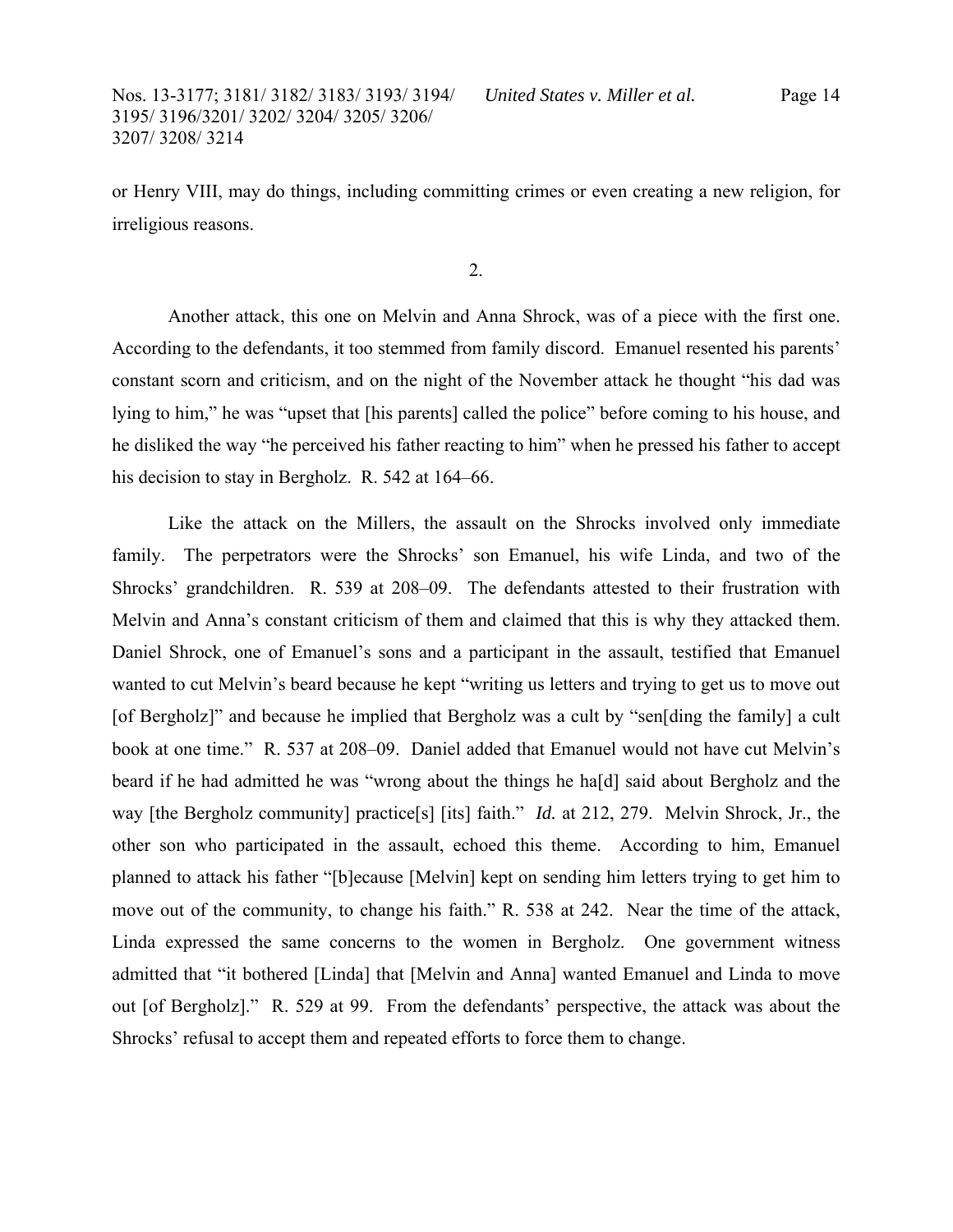or Henry VIII, may do things, including committing crimes or even creating a new religion, for irreligious reasons.

2.

Another attack, this one on Melvin and Anna Shrock, was of a piece with the first one. According to the defendants, it too stemmed from family discord. Emanuel resented his parents' constant scorn and criticism, and on the night of the November attack he thought "his dad was lying to him," he was "upset that [his parents] called the police" before coming to his house, and he disliked the way "he perceived his father reacting to him" when he pressed his father to accept his decision to stay in Bergholz. R. 542 at 164–66.

Like the attack on the Millers, the assault on the Shrocks involved only immediate family. The perpetrators were the Shrocks' son Emanuel, his wife Linda, and two of the Shrocks' grandchildren. R. 539 at 208–09. The defendants attested to their frustration with Melvin and Anna's constant criticism of them and claimed that this is why they attacked them. Daniel Shrock, one of Emanuel's sons and a participant in the assault, testified that Emanuel wanted to cut Melvin's beard because he kept "writing us letters and trying to get us to move out [of Bergholz]" and because he implied that Bergholz was a cult by "sen[ding the family] a cult book at one time." R. 537 at 208–09. Daniel added that Emanuel would not have cut Melvin's beard if he had admitted he was "wrong about the things he ha[d] said about Bergholz and the way [the Bergholz community] practice[s] [its] faith." *Id.* at 212, 279. Melvin Shrock, Jr., the other son who participated in the assault, echoed this theme. According to him, Emanuel planned to attack his father "[b]ecause [Melvin] kept on sending him letters trying to get him to move out of the community, to change his faith." R. 538 at 242. Near the time of the attack, Linda expressed the same concerns to the women in Bergholz. One government witness admitted that "it bothered [Linda] that [Melvin and Anna] wanted Emanuel and Linda to move out [of Bergholz]." R. 529 at 99. From the defendants' perspective, the attack was about the Shrocks' refusal to accept them and repeated efforts to force them to change.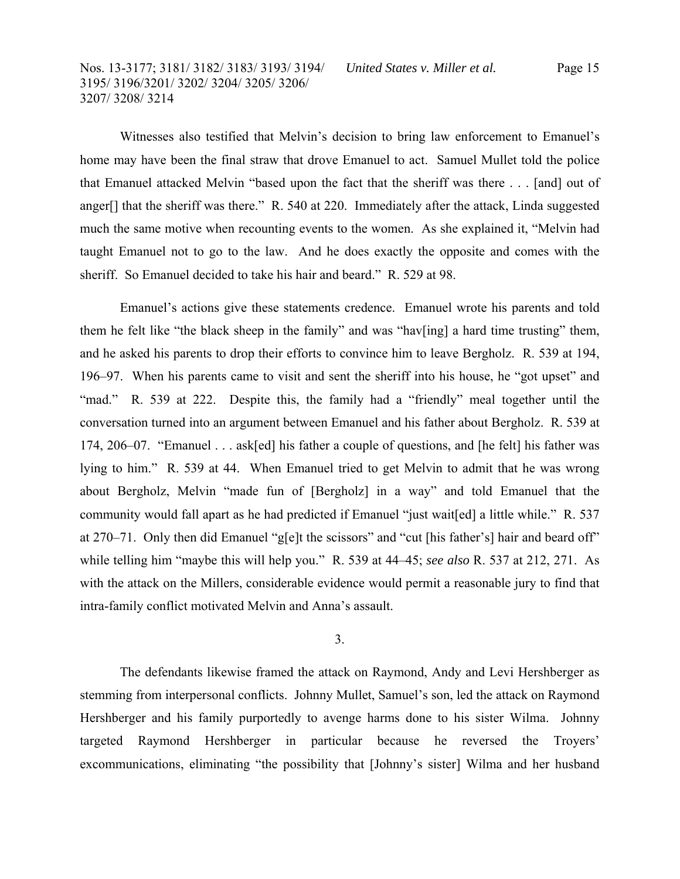Witnesses also testified that Melvin's decision to bring law enforcement to Emanuel's home may have been the final straw that drove Emanuel to act. Samuel Mullet told the police that Emanuel attacked Melvin "based upon the fact that the sheriff was there . . . [and] out of anger[] that the sheriff was there." R. 540 at 220. Immediately after the attack, Linda suggested much the same motive when recounting events to the women. As she explained it, "Melvin had taught Emanuel not to go to the law. And he does exactly the opposite and comes with the sheriff. So Emanuel decided to take his hair and beard." R. 529 at 98.

Emanuel's actions give these statements credence. Emanuel wrote his parents and told them he felt like "the black sheep in the family" and was "hav[ing] a hard time trusting" them, and he asked his parents to drop their efforts to convince him to leave Bergholz. R. 539 at 194, 196–97. When his parents came to visit and sent the sheriff into his house, he "got upset" and "mad." R. 539 at 222. Despite this, the family had a "friendly" meal together until the conversation turned into an argument between Emanuel and his father about Bergholz. R. 539 at 174, 206–07. "Emanuel . . . ask[ed] his father a couple of questions, and [he felt] his father was lying to him." R. 539 at 44. When Emanuel tried to get Melvin to admit that he was wrong about Bergholz, Melvin "made fun of [Bergholz] in a way" and told Emanuel that the community would fall apart as he had predicted if Emanuel "just wait[ed] a little while." R. 537 at 270–71. Only then did Emanuel "g[e]t the scissors" and "cut [his father's] hair and beard off" while telling him "maybe this will help you." R. 539 at 44–45; *see also* R. 537 at 212, 271. As with the attack on the Millers, considerable evidence would permit a reasonable jury to find that intra-family conflict motivated Melvin and Anna's assault.

3.

The defendants likewise framed the attack on Raymond, Andy and Levi Hershberger as stemming from interpersonal conflicts. Johnny Mullet, Samuel's son, led the attack on Raymond Hershberger and his family purportedly to avenge harms done to his sister Wilma. Johnny targeted Raymond Hershberger in particular because he reversed the Troyers' excommunications, eliminating "the possibility that [Johnny's sister] Wilma and her husband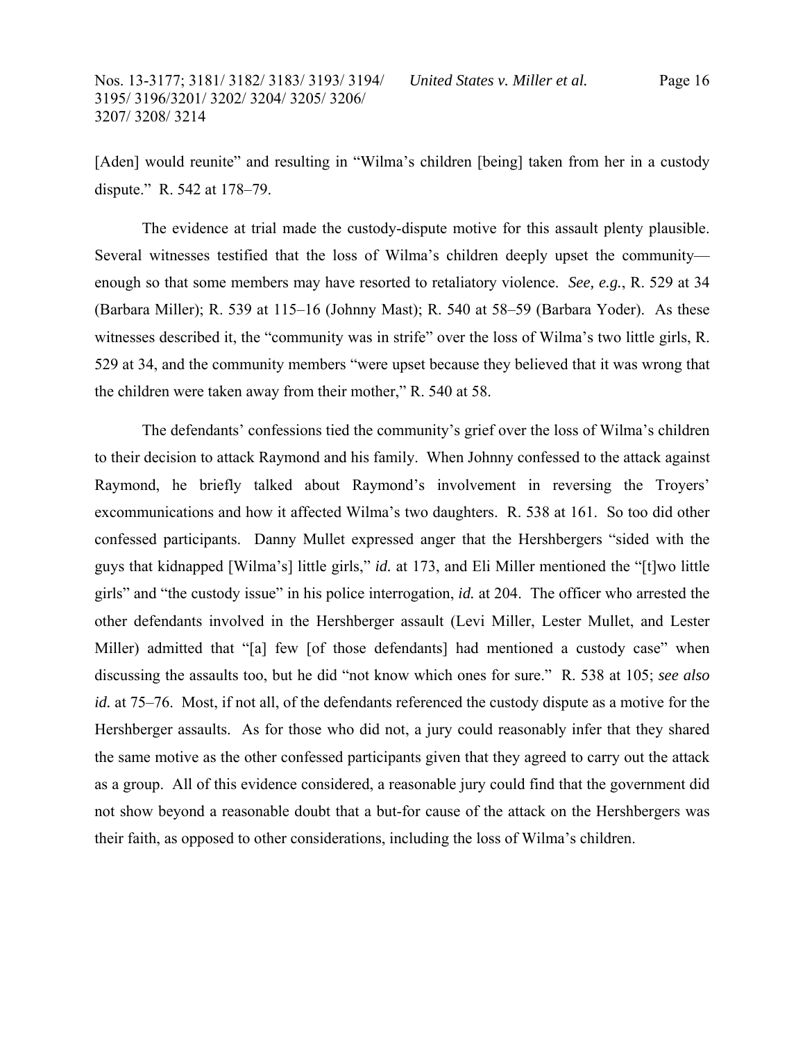[Aden] would reunite" and resulting in "Wilma's children [being] taken from her in a custody dispute." R. 542 at 178–79.

The evidence at trial made the custody-dispute motive for this assault plenty plausible. Several witnesses testified that the loss of Wilma's children deeply upset the community—enough so that some members may have resorted to retaliatory violence. *See, e.g.*, R. 529 at 34 (Barbara Miller); R. 539 at 115–16 (Johnny Mast); R. 540 at 58–59 (Barbara Yoder). As these witnesses described it, the "community was in strife" over the loss of Wilma's two little girls, R. 529 at 34, and the community members "were upset because they believed that it was wrong that the children were taken away from their mother," R. 540 at 58.

The defendants' confessions tied the community's grief over the loss of Wilma's children to their decision to attack Raymond and his family. When Johnny confessed to the attack against Raymond, he briefly talked about Raymond's involvement in reversing the Troyers' excommunications and how it affected Wilma's two daughters. R. 538 at 161. So too did other confessed participants. Danny Mullet expressed anger that the Hershbergers "sided with the guys that kidnapped [Wilma's] little girls," *id.* at 173, and Eli Miller mentioned the "[t]wo little girls" and "the custody issue" in his police interrogation, *id.* at 204. The officer who arrested the other defendants involved in the Hershberger assault (Levi Miller, Lester Mullet, and Lester Miller) admitted that "[a] few [of those defendants] had mentioned a custody case" when discussing the assaults too, but he did "not know which ones for sure." R. 538 at 105; *see also id.* at 75–76. Most, if not all, of the defendants referenced the custody dispute as a motive for the Hershberger assaults. As for those who did not, a jury could reasonably infer that they shared the same motive as the other confessed participants given that they agreed to carry out the attack as a group. All of this evidence considered, a reasonable jury could find that the government did not show beyond a reasonable doubt that a but-for cause of the attack on the Hershbergers was their faith, as opposed to other considerations, including the loss of Wilma's children.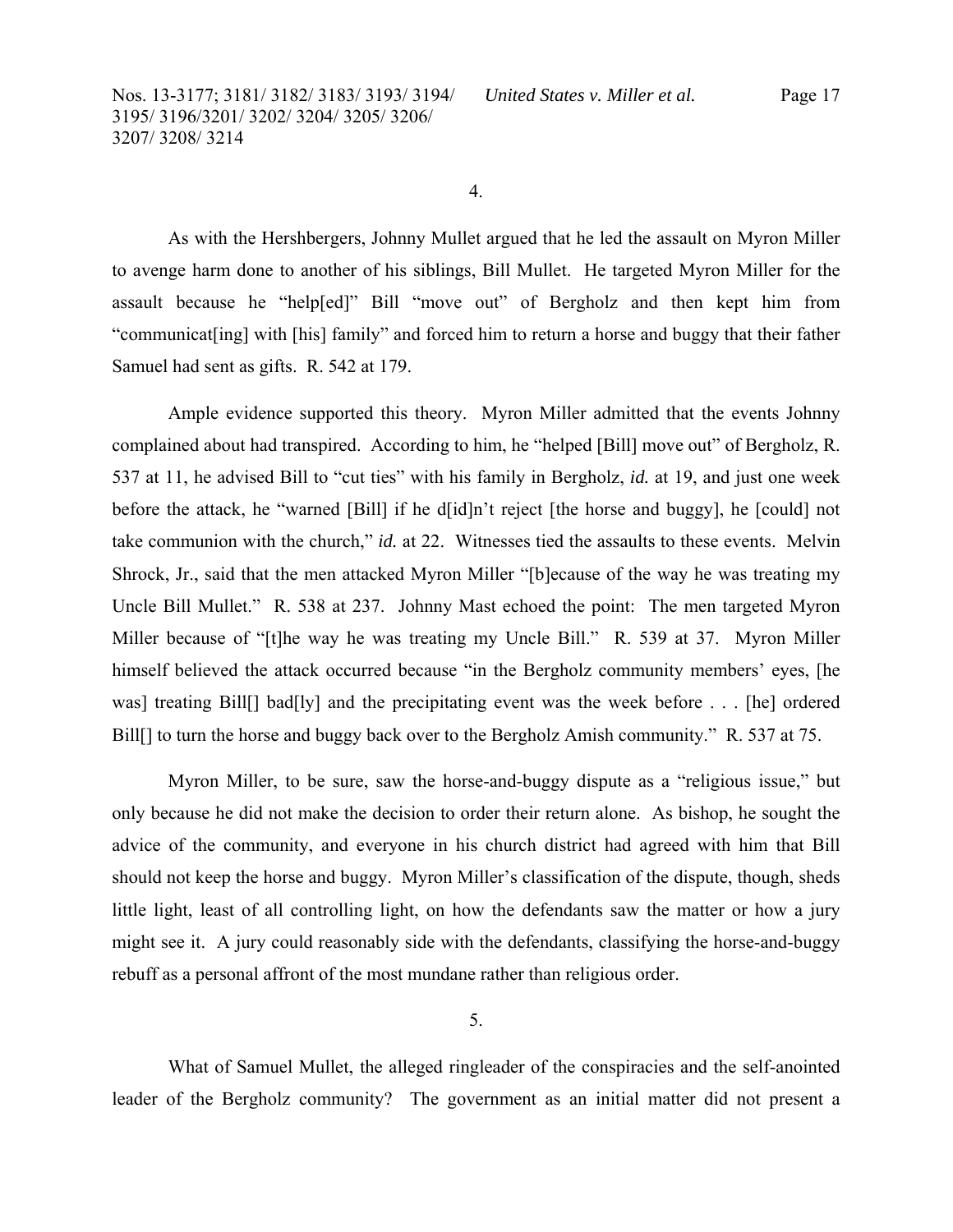4.

As with the Hershbergers, Johnny Mullet argued that he led the assault on Myron Miller to avenge harm done to another of his siblings, Bill Mullet. He targeted Myron Miller for the assault because he "help[ed]" Bill "move out" of Bergholz and then kept him from "communicat[ing] with [his] family" and forced him to return a horse and buggy that their father Samuel had sent as gifts. R. 542 at 179.

Ample evidence supported this theory. Myron Miller admitted that the events Johnny complained about had transpired. According to him, he "helped [Bill] move out" of Bergholz, R. 537 at 11, he advised Bill to "cut ties" with his family in Bergholz, *id.* at 19, and just one week before the attack, he "warned [Bill] if he d[id]n't reject [the horse and buggy], he [could] not take communion with the church," *id.* at 22. Witnesses tied the assaults to these events. Melvin Shrock, Jr., said that the men attacked Myron Miller "[b]ecause of the way he was treating my Uncle Bill Mullet." R. 538 at 237. Johnny Mast echoed the point: The men targeted Myron Miller because of "[t]he way he was treating my Uncle Bill." R. 539 at 37. Myron Miller himself believed the attack occurred because "in the Bergholz community members' eyes, [he was] treating Bill[] bad[ly] and the precipitating event was the week before . . . [he] ordered Bill[] to turn the horse and buggy back over to the Bergholz Amish community." R. 537 at 75.

Myron Miller, to be sure, saw the horse-and-buggy dispute as a "religious issue," but only because he did not make the decision to order their return alone. As bishop, he sought the advice of the community, and everyone in his church district had agreed with him that Bill should not keep the horse and buggy. Myron Miller's classification of the dispute, though, sheds little light, least of all controlling light, on how the defendants saw the matter or how a jury might see it. A jury could reasonably side with the defendants, classifying the horse-and-buggy rebuff as a personal affront of the most mundane rather than religious order.

5.

What of Samuel Mullet, the alleged ringleader of the conspiracies and the self-anointed leader of the Bergholz community? The government as an initial matter did not present a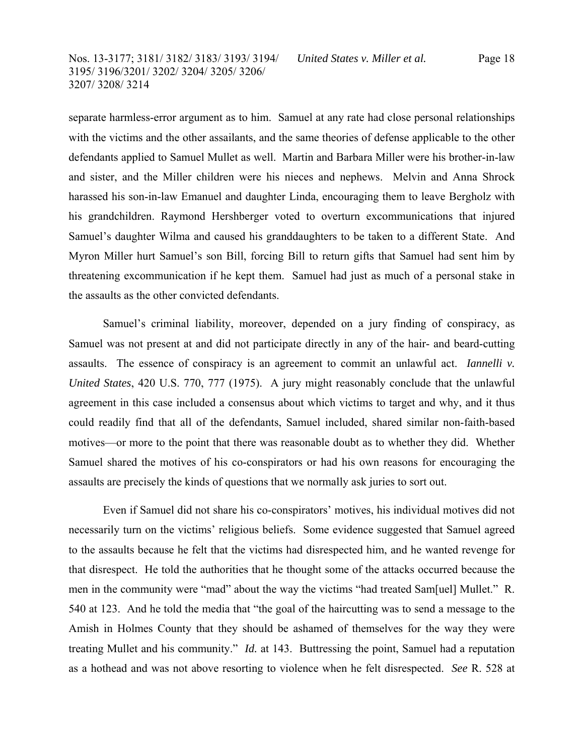separate harmless-error argument as to him. Samuel at any rate had close personal relationships with the victims and the other assailants, and the same theories of defense applicable to the other defendants applied to Samuel Mullet as well. Martin and Barbara Miller were his brother-in-law and sister, and the Miller children were his nieces and nephews. Melvin and Anna Shrock harassed his son-in-law Emanuel and daughter Linda, encouraging them to leave Bergholz with his grandchildren. Raymond Hershberger voted to overturn excommunications that injured Samuel's daughter Wilma and caused his granddaughters to be taken to a different State. And Myron Miller hurt Samuel's son Bill, forcing Bill to return gifts that Samuel had sent him by threatening excommunication if he kept them. Samuel had just as much of a personal stake in the assaults as the other convicted defendants.

Samuel's criminal liability, moreover, depended on a jury finding of conspiracy, as Samuel was not present at and did not participate directly in any of the hair- and beard-cutting assaults. The essence of conspiracy is an agreement to commit an unlawful act. *Iannelli v. United States*, 420 U.S. 770, 777 (1975). A jury might reasonably conclude that the unlawful agreement in this case included a consensus about which victims to target and why, and it thus could readily find that all of the defendants, Samuel included, shared similar non-faith-based motives—or more to the point that there was reasonable doubt as to whether they did. Whether Samuel shared the motives of his co-conspirators or had his own reasons for encouraging the assaults are precisely the kinds of questions that we normally ask juries to sort out.

Even if Samuel did not share his co-conspirators' motives, his individual motives did not necessarily turn on the victims' religious beliefs. Some evidence suggested that Samuel agreed to the assaults because he felt that the victims had disrespected him, and he wanted revenge for that disrespect. He told the authorities that he thought some of the attacks occurred because the men in the community were "mad" about the way the victims "had treated Sam[uel] Mullet." R. 540 at 123. And he told the media that "the goal of the haircutting was to send a message to the Amish in Holmes County that they should be ashamed of themselves for the way they were treating Mullet and his community." *Id.* at 143. Buttressing the point, Samuel had a reputation as a hothead and was not above resorting to violence when he felt disrespected. *See* R. 528 at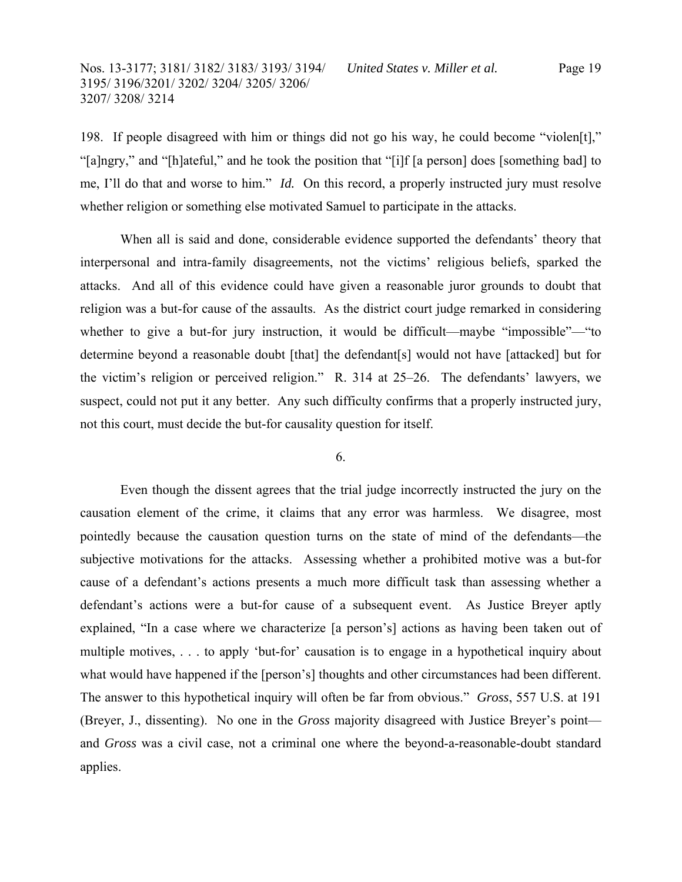198. If people disagreed with him or things did not go his way, he could become "violen[t]," "[a]ngry," and "[h]ateful," and he took the position that "[i]f [a person] does [something bad] to me, I'll do that and worse to him." *Id.* On this record, a properly instructed jury must resolve whether religion or something else motivated Samuel to participate in the attacks.

When all is said and done, considerable evidence supported the defendants' theory that interpersonal and intra-family disagreements, not the victims' religious beliefs, sparked the attacks. And all of this evidence could have given a reasonable juror grounds to doubt that religion was a but-for cause of the assaults. As the district court judge remarked in considering whether to give a but-for jury instruction, it would be difficult—maybe "impossible"—"to determine beyond a reasonable doubt [that] the defendant[s] would not have [attacked] but for the victim's religion or perceived religion." R. 314 at 25–26. The defendants' lawyers, we suspect, could not put it any better. Any such difficulty confirms that a properly instructed jury, not this court, must decide the but-for causality question for itself.

6.

Even though the dissent agrees that the trial judge incorrectly instructed the jury on the causation element of the crime, it claims that any error was harmless. We disagree, most pointedly because the causation question turns on the state of mind of the defendants—the subjective motivations for the attacks. Assessing whether a prohibited motive was a but-for cause of a defendant's actions presents a much more difficult task than assessing whether a defendant's actions were a but-for cause of a subsequent event. As Justice Breyer aptly explained, "In a case where we characterize [a person's] actions as having been taken out of multiple motives, . . . to apply 'but-for' causation is to engage in a hypothetical inquiry about what would have happened if the [person's] thoughts and other circumstances had been different. The answer to this hypothetical inquiry will often be far from obvious." *Gross*, 557 U.S. at 191 (Breyer, J., dissenting). No one in the *Gross* majority disagreed with Justice Breyer's point—and *Gross* was a civil case, not a criminal one where the beyond-a-reasonable-doubt standard applies.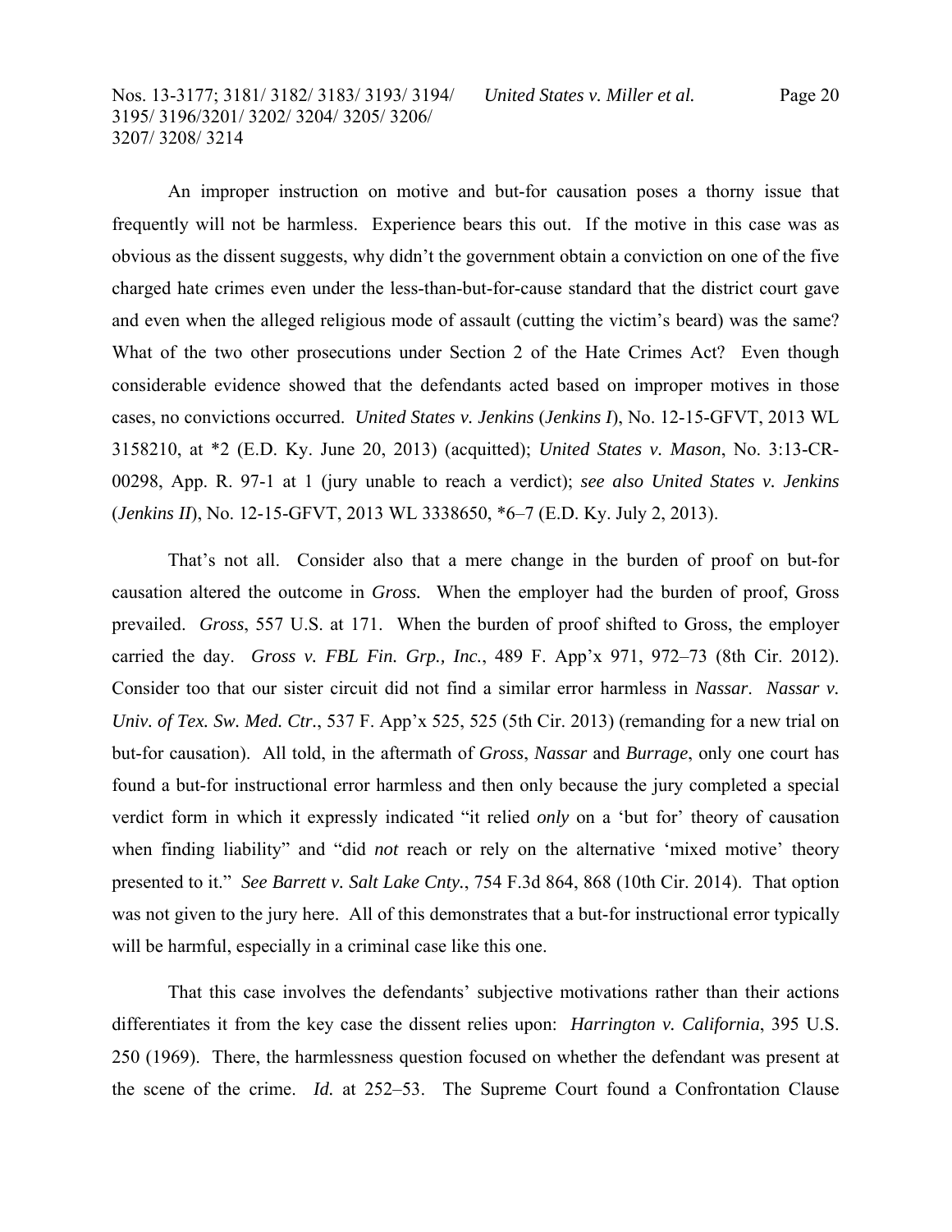An improper instruction on motive and but-for causation poses a thorny issue that frequently will not be harmless. Experience bears this out. If the motive in this case was as obvious as the dissent suggests, why didn't the government obtain a conviction on one of the five charged hate crimes even under the less-than-but-for-cause standard that the district court gave and even when the alleged religious mode of assault (cutting the victim's beard) was the same? What of the two other prosecutions under Section 2 of the Hate Crimes Act? Even though considerable evidence showed that the defendants acted based on improper motives in those cases, no convictions occurred. *United States v. Jenkins* (*Jenkins I*), No. 12-15-GFVT, 2013 WL 3158210, at *2 (E.D. Ky. June 20, 2013) (acquitted); *United States v. Mason*, No. 3:13-CR-00298, App. R. 97-1 at 1 (jury unable to reach a verdict); *see also United States v. Jenkins* (*Jenkins II*), No. 12-15-GFVT, 2013 WL 3338650, *6–7 (E.D. Ky. July 2, 2013).

That's not all. Consider also that a mere change in the burden of proof on but-for causation altered the outcome in *Gross.* When the employer had the burden of proof, Gross prevailed. *Gross*, 557 U.S. at 171. When the burden of proof shifted to Gross, the employer carried the day. *Gross v. FBL Fin. Grp., Inc.*, 489 F. App'x 971, 972–73 (8th Cir. 2012). Consider too that our sister circuit did not find a similar error harmless in *Nassar*. *Nassar v. Univ. of Tex. Sw. Med. Ctr.*, 537 F. App'x 525, 525 (5th Cir. 2013) (remanding for a new trial on but-for causation). All told, in the aftermath of *Gross*, *Nassar* and *Burrage*, only one court has found a but-for instructional error harmless and then only because the jury completed a special verdict form in which it expressly indicated "it relied *only* on a 'but for' theory of causation when finding liability" and "did *not* reach or rely on the alternative 'mixed motive' theory presented to it." *See Barrett v. Salt Lake Cnty.*, 754 F.3d 864, 868 (10th Cir. 2014). That option was not given to the jury here. All of this demonstrates that a but-for instructional error typically will be harmful, especially in a criminal case like this one.

That this case involves the defendants' subjective motivations rather than their actions differentiates it from the key case the dissent relies upon: *Harrington v. California*, 395 U.S. 250 (1969). There, the harmlessness question focused on whether the defendant was present at the scene of the crime. *Id.* at 252–53. The Supreme Court found a Confrontation Clause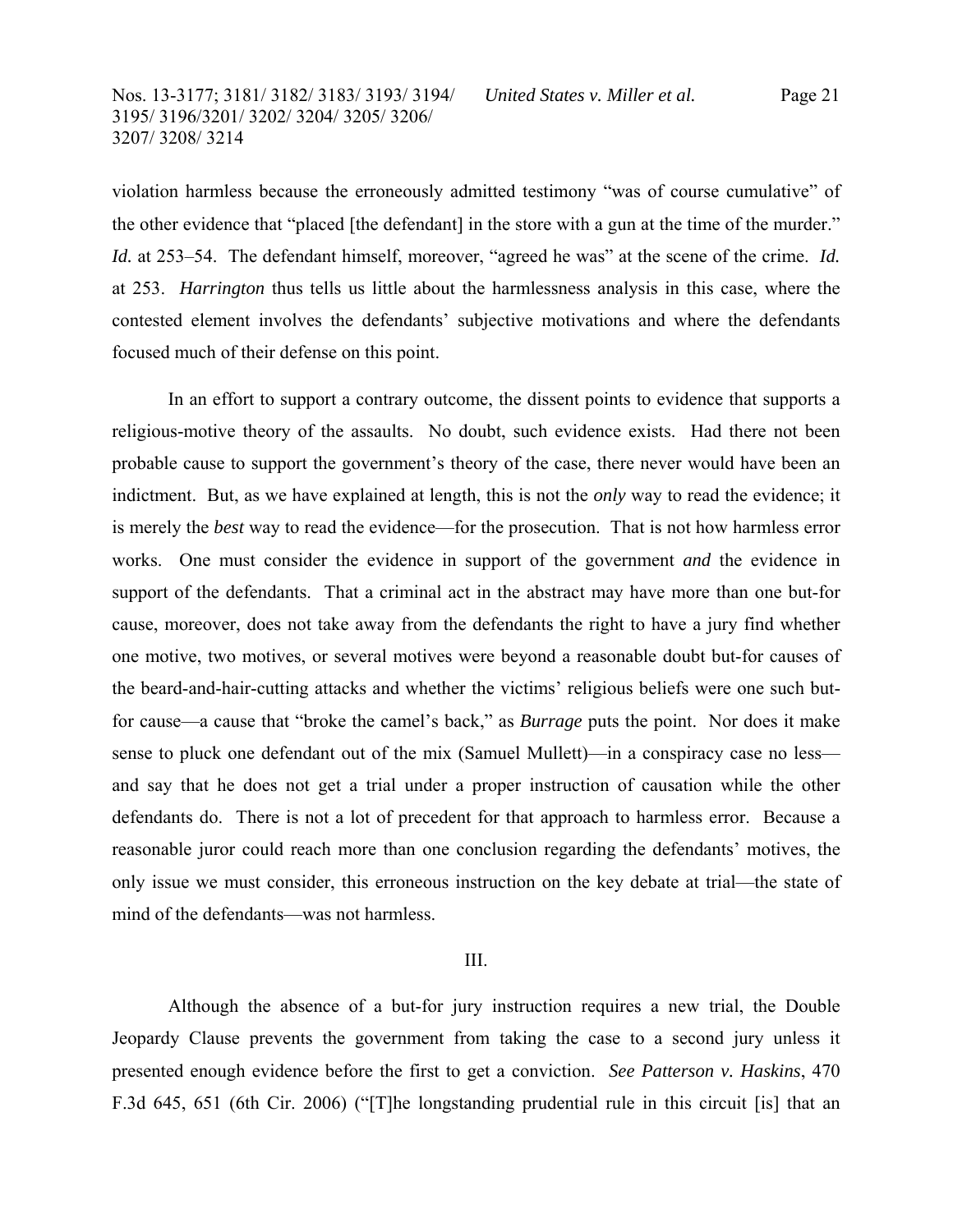violation harmless because the erroneously admitted testimony "was of course cumulative" of the other evidence that "placed [the defendant] in the store with a gun at the time of the murder." *Id.* at 253–54. The defendant himself, moreover, "agreed he was" at the scene of the crime. *Id.* at 253. *Harrington* thus tells us little about the harmlessness analysis in this case, where the contested element involves the defendants' subjective motivations and where the defendants focused much of their defense on this point.

In an effort to support a contrary outcome, the dissent points to evidence that supports a religious-motive theory of the assaults. No doubt, such evidence exists. Had there not been probable cause to support the government's theory of the case, there never would have been an indictment. But, as we have explained at length, this is not the *only* way to read the evidence; it is merely the *best* way to read the evidence—for the prosecution. That is not how harmless error works. One must consider the evidence in support of the government *and* the evidence in support of the defendants. That a criminal act in the abstract may have more than one but-for cause, moreover, does not take away from the defendants the right to have a jury find whether one motive, two motives, or several motives were beyond a reasonable doubt but-for causes of the beard-and-hair-cutting attacks and whether the victims' religious beliefs were one such but-for cause—a cause that "broke the camel's back," as *Burrage* puts the point. Nor does it make sense to pluck one defendant out of the mix (Samuel Mullett)—in a conspiracy case no less—and say that he does not get a trial under a proper instruction of causation while the other defendants do. There is not a lot of precedent for that approach to harmless error. Because a reasonable juror could reach more than one conclusion regarding the defendants' motives, the only issue we must consider, this erroneous instruction on the key debate at trial—the state of mind of the defendants—was not harmless.

## III.

Although the absence of a but-for jury instruction requires a new trial, the Double Jeopardy Clause prevents the government from taking the case to a second jury unless it presented enough evidence before the first to get a conviction. *See Patterson v. Haskins*, 470 F.3d 645, 651 (6th Cir. 2006) ("[T]he longstanding prudential rule in this circuit [is] that an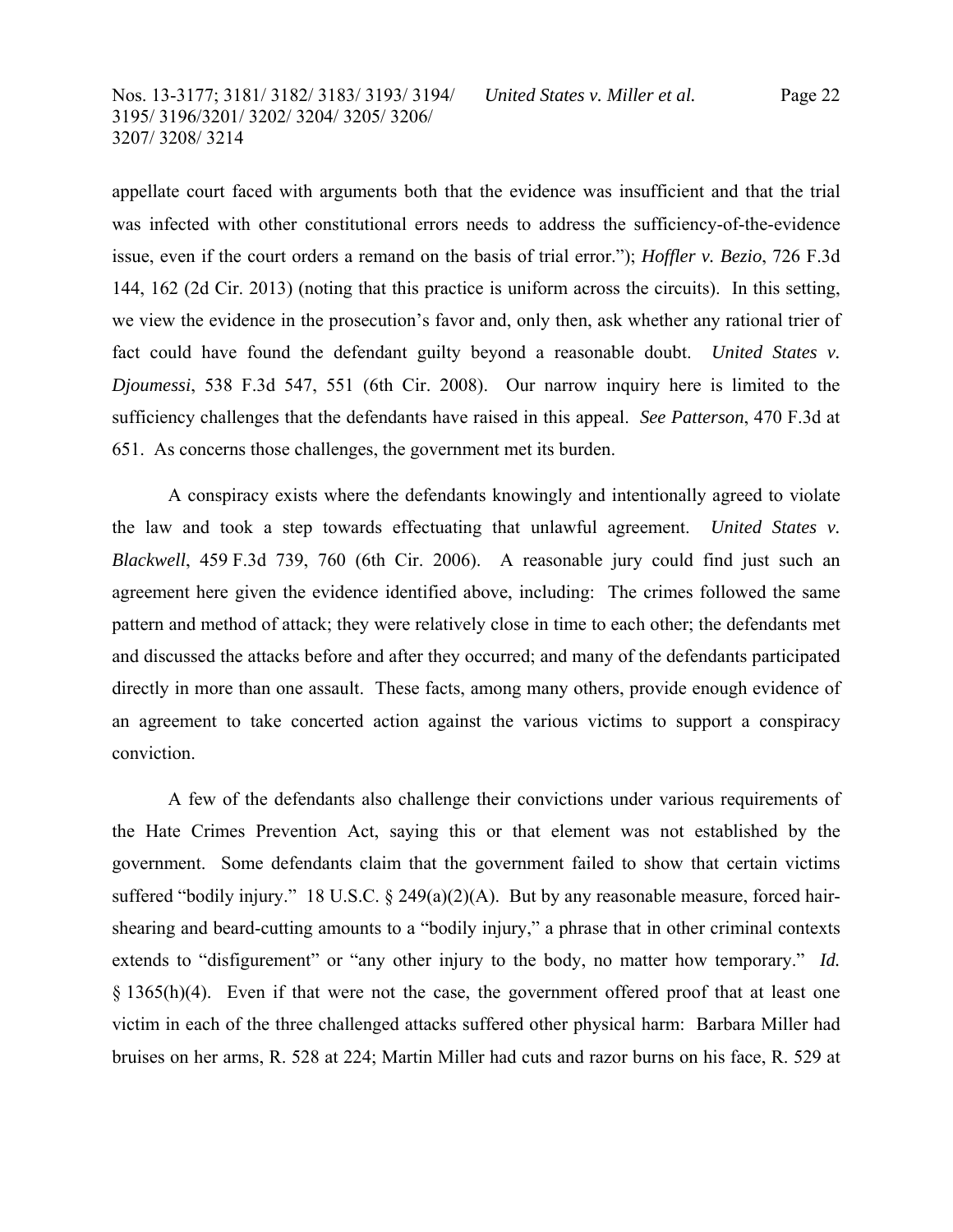appellate court faced with arguments both that the evidence was insufficient and that the trial was infected with other constitutional errors needs to address the sufficiency-of-the-evidence issue, even if the court orders a remand on the basis of trial error."); *Hoffler v. Bezio*, 726 F.3d 144, 162 (2d Cir. 2013) (noting that this practice is uniform across the circuits). In this setting, we view the evidence in the prosecution's favor and, only then, ask whether any rational trier of fact could have found the defendant guilty beyond a reasonable doubt. *United States v. Djoumessi*, 538 F.3d 547, 551 (6th Cir. 2008). Our narrow inquiry here is limited to the sufficiency challenges that the defendants have raised in this appeal. *See Patterson*, 470 F.3d at 651. As concerns those challenges, the government met its burden.

A conspiracy exists where the defendants knowingly and intentionally agreed to violate the law and took a step towards effectuating that unlawful agreement. *United States v. Blackwell*, 459 F.3d 739, 760 (6th Cir. 2006). A reasonable jury could find just such an agreement here given the evidence identified above, including: The crimes followed the same pattern and method of attack; they were relatively close in time to each other; the defendants met and discussed the attacks before and after they occurred; and many of the defendants participated directly in more than one assault. These facts, among many others, provide enough evidence of an agreement to take concerted action against the various victims to support a conspiracy conviction.

A few of the defendants also challenge their convictions under various requirements of the Hate Crimes Prevention Act, saying this or that element was not established by the government. Some defendants claim that the government failed to show that certain victims suffered "bodily injury." 18 U.S.C. § 249(a)(2)(A). But by any reasonable measure, forced hair-shearing and beard-cutting amounts to a "bodily injury," a phrase that in other criminal contexts extends to "disfigurement" or "any other injury to the body, no matter how temporary." *Id.* § 1365(h)(4). Even if that were not the case, the government offered proof that at least one victim in each of the three challenged attacks suffered other physical harm: Barbara Miller had bruises on her arms, R. 528 at 224; Martin Miller had cuts and razor burns on his face, R. 529 at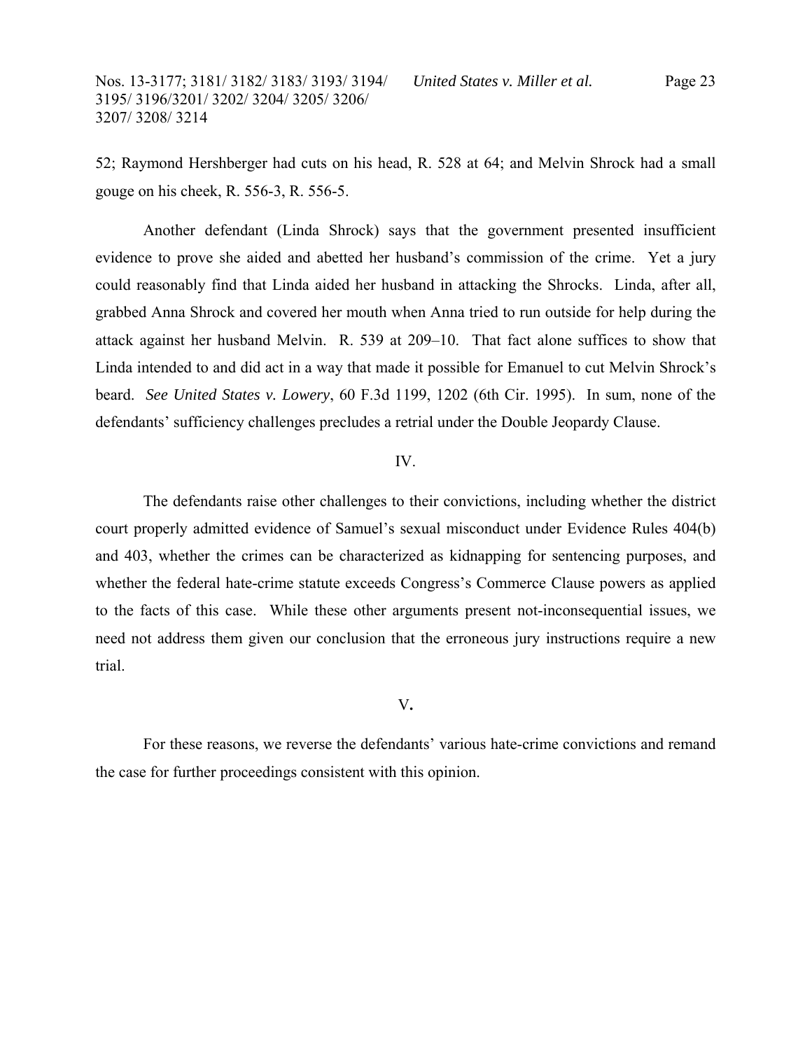52; Raymond Hershberger had cuts on his head, R. 528 at 64; and Melvin Shrock had a small gouge on his cheek, R. 556-3, R. 556-5.

Another defendant (Linda Shrock) says that the government presented insufficient evidence to prove she aided and abetted her husband's commission of the crime. Yet a jury could reasonably find that Linda aided her husband in attacking the Shrocks. Linda, after all, grabbed Anna Shrock and covered her mouth when Anna tried to run outside for help during the attack against her husband Melvin. R. 539 at 209–10. That fact alone suffices to show that Linda intended to and did act in a way that made it possible for Emanuel to cut Melvin Shrock's beard. *See United States v. Lowery*, 60 F.3d 1199, 1202 (6th Cir. 1995). In sum, none of the defendants' sufficiency challenges precludes a retrial under the Double Jeopardy Clause.

## IV.

The defendants raise other challenges to their convictions, including whether the district court properly admitted evidence of Samuel's sexual misconduct under Evidence Rules 404(b) and 403, whether the crimes can be characterized as kidnapping for sentencing purposes, and whether the federal hate-crime statute exceeds Congress's Commerce Clause powers as applied to the facts of this case. While these other arguments present not-inconsequential issues, we need not address them given our conclusion that the erroneous jury instructions require a new trial.

## V.

For these reasons, we reverse the defendants' various hate-crime convictions and remand the case for further proceedings consistent with this opinion.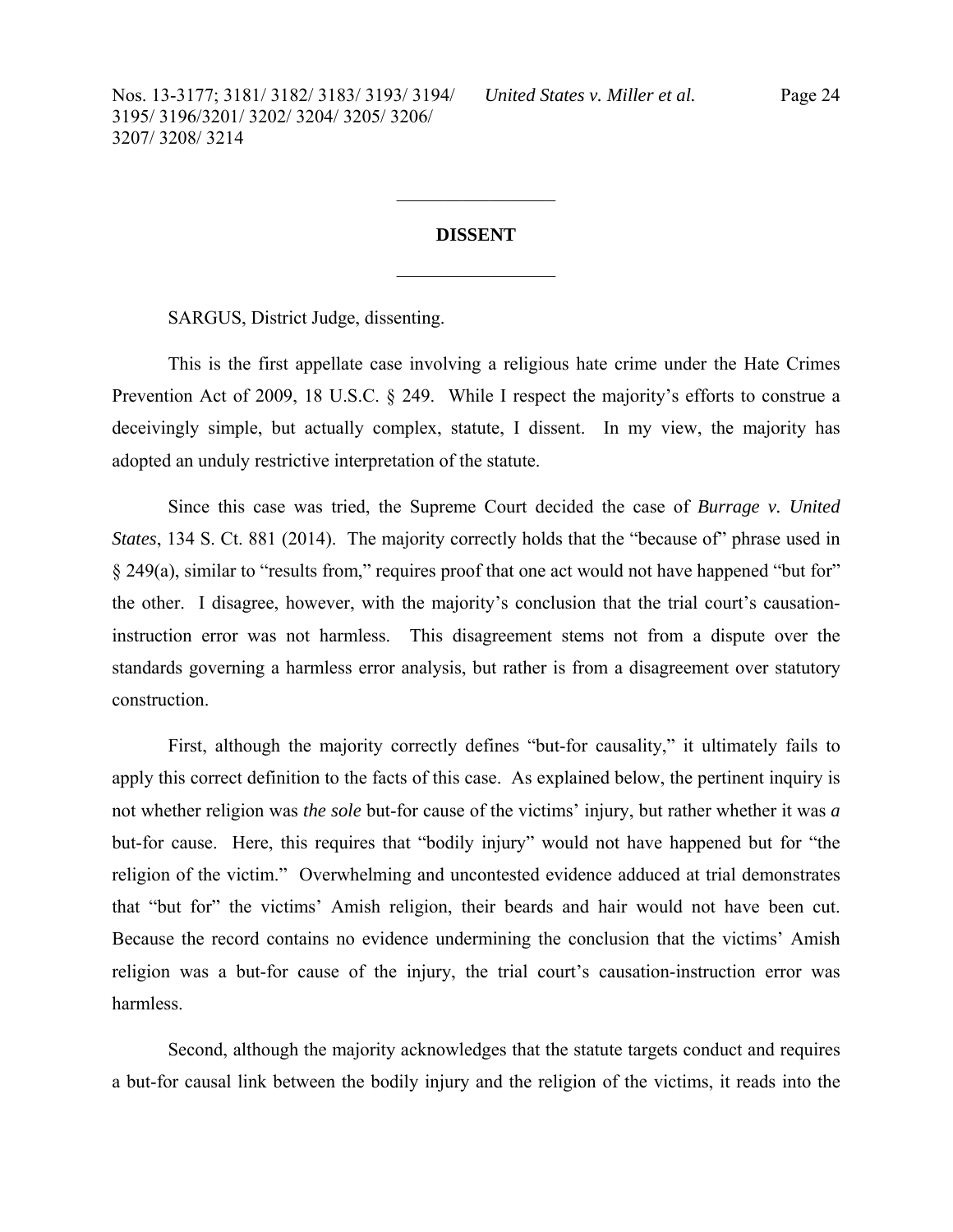## DISSENT

SARGUS, District Judge, dissenting.

This is the first appellate case involving a religious hate crime under the Hate Crimes Prevention Act of 2009, 18 U.S.C. § 249. While I respect the majority's efforts to construe a deceivingly simple, but actually complex, statute, I dissent. In my view, the majority has adopted an unduly restrictive interpretation of the statute.

Since this case was tried, the Supreme Court decided the case of *Burrage v. United States*, 134 S. Ct. 881 (2014). The majority correctly holds that the "because of" phrase used in § 249(a), similar to "results from," requires proof that one act would not have happened "but for" the other. I disagree, however, with the majority's conclusion that the trial court's causation-instruction error was not harmless. This disagreement stems not from a dispute over the standards governing a harmless error analysis, but rather is from a disagreement over statutory construction.

First, although the majority correctly defines "but-for causality," it ultimately fails to apply this correct definition to the facts of this case. As explained below, the pertinent inquiry is not whether religion was *the sole* but-for cause of the victims' injury, but rather whether it was *a* but-for cause. Here, this requires that "bodily injury" would not have happened but for "the religion of the victim." Overwhelming and uncontested evidence adduced at trial demonstrates that "but for" the victims' Amish religion, their beards and hair would not have been cut. Because the record contains no evidence undermining the conclusion that the victims' Amish religion was a but-for cause of the injury, the trial court's causation-instruction error was harmless.

Second, although the majority acknowledges that the statute targets conduct and requires a but-for causal link between the bodily injury and the religion of the victims, it reads into the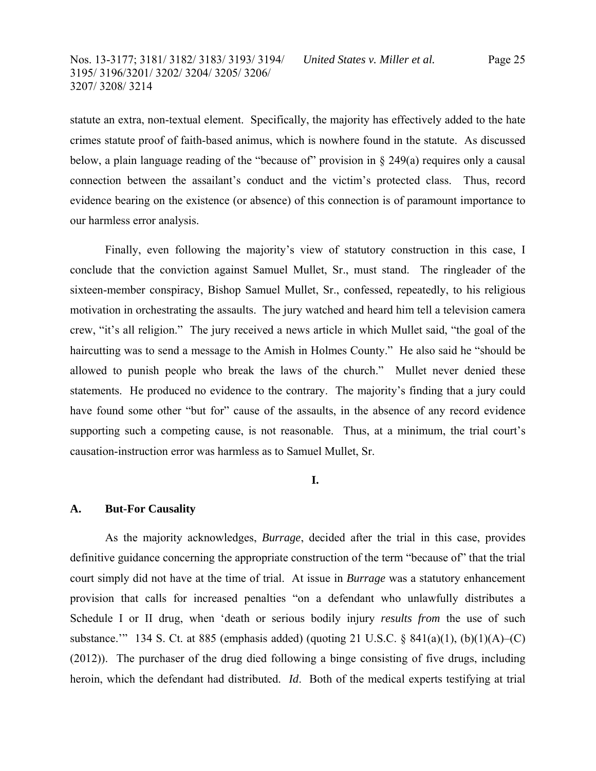statute an extra, non-textual element. Specifically, the majority has effectively added to the hate crimes statute proof of faith-based animus, which is nowhere found in the statute. As discussed below, a plain language reading of the "because of" provision in § 249(a) requires only a causal connection between the assailant's conduct and the victim's protected class. Thus, record evidence bearing on the existence (or absence) of this connection is of paramount importance to our harmless error analysis.

Finally, even following the majority's view of statutory construction in this case, I conclude that the conviction against Samuel Mullet, Sr., must stand. The ringleader of the sixteen-member conspiracy, Bishop Samuel Mullet, Sr., confessed, repeatedly, to his religious motivation in orchestrating the assaults. The jury watched and heard him tell a television camera crew, "it's all religion." The jury received a news article in which Mullet said, "the goal of the haircutting was to send a message to the Amish in Holmes County." He also said he "should be allowed to punish people who break the laws of the church." Mullet never denied these statements. He produced no evidence to the contrary. The majority's finding that a jury could have found some other "but for" cause of the assaults, in the absence of any record evidence supporting such a competing cause, is not reasonable. Thus, at a minimum, the trial court's causation-instruction error was harmless as to Samuel Mullet, Sr.

## I.

### A. But-For Causality

As the majority acknowledges, *Burrage*, decided after the trial in this case, provides definitive guidance concerning the appropriate construction of the term "because of" that the trial court simply did not have at the time of trial. At issue in *Burrage* was a statutory enhancement provision that calls for increased penalties "on a defendant who unlawfully distributes a Schedule I or II drug, when 'death or serious bodily injury *results from* the use of such substance.'" 134 S. Ct. at 885 (emphasis added) (quoting 21 U.S.C. § 841(a)(1), (b)(1)(A)–(C) (2012)). The purchaser of the drug died following a binge consisting of five drugs, including heroin, which the defendant had distributed. *Id*. Both of the medical experts testifying at trial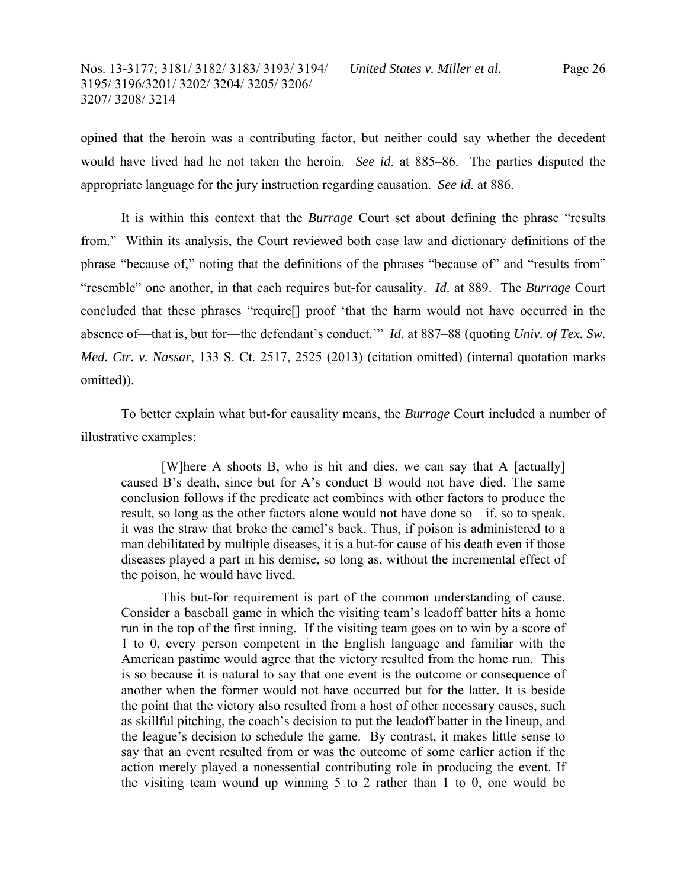opined that the heroin was a contributing factor, but neither could say whether the decedent would have lived had he not taken the heroin. *See id*. at 885–86. The parties disputed the appropriate language for the jury instruction regarding causation. *See id*. at 886.

It is within this context that the *Burrage* Court set about defining the phrase "results from." Within its analysis, the Court reviewed both case law and dictionary definitions of the phrase "because of," noting that the definitions of the phrases "because of" and "results from" "resemble" one another, in that each requires but-for causality. *Id*. at 889. The *Burrage* Court concluded that these phrases "require[] proof 'that the harm would not have occurred in the absence of—that is, but for—the defendant's conduct.'" *Id*. at 887–88 (quoting *Univ. of Tex. Sw. Med. Ctr. v. Nassar*, 133 S. Ct. 2517, 2525 (2013) (citation omitted) (internal quotation marks omitted)).

To better explain what but-for causality means, the *Burrage* Court included a number of illustrative examples:

> [W]here A shoots B, who is hit and dies, we can say that A [actually] caused B's death, since but for A's conduct B would not have died. The same conclusion follows if the predicate act combines with other factors to produce the result, so long as the other factors alone would not have done so—if, so to speak, it was the straw that broke the camel's back. Thus, if poison is administered to a man debilitated by multiple diseases, it is a but-for cause of his death even if those diseases played a part in his demise, so long as, without the incremental effect of the poison, he would have lived.
>
> This but-for requirement is part of the common understanding of cause. Consider a baseball game in which the visiting team's leadoff batter hits a home run in the top of the first inning. If the visiting team goes on to win by a score of 1 to 0, every person competent in the English language and familiar with the American pastime would agree that the victory resulted from the home run. This is so because it is natural to say that one event is the outcome or consequence of another when the former would not have occurred but for the latter. It is beside the point that the victory also resulted from a host of other necessary causes, such as skillful pitching, the coach's decision to put the leadoff batter in the lineup, and the league's decision to schedule the game. By contrast, it makes little sense to say that an event resulted from or was the outcome of some earlier action if the action merely played a nonessential contributing role in producing the event. If the visiting team wound up winning 5 to 2 rather than 1 to 0, one would be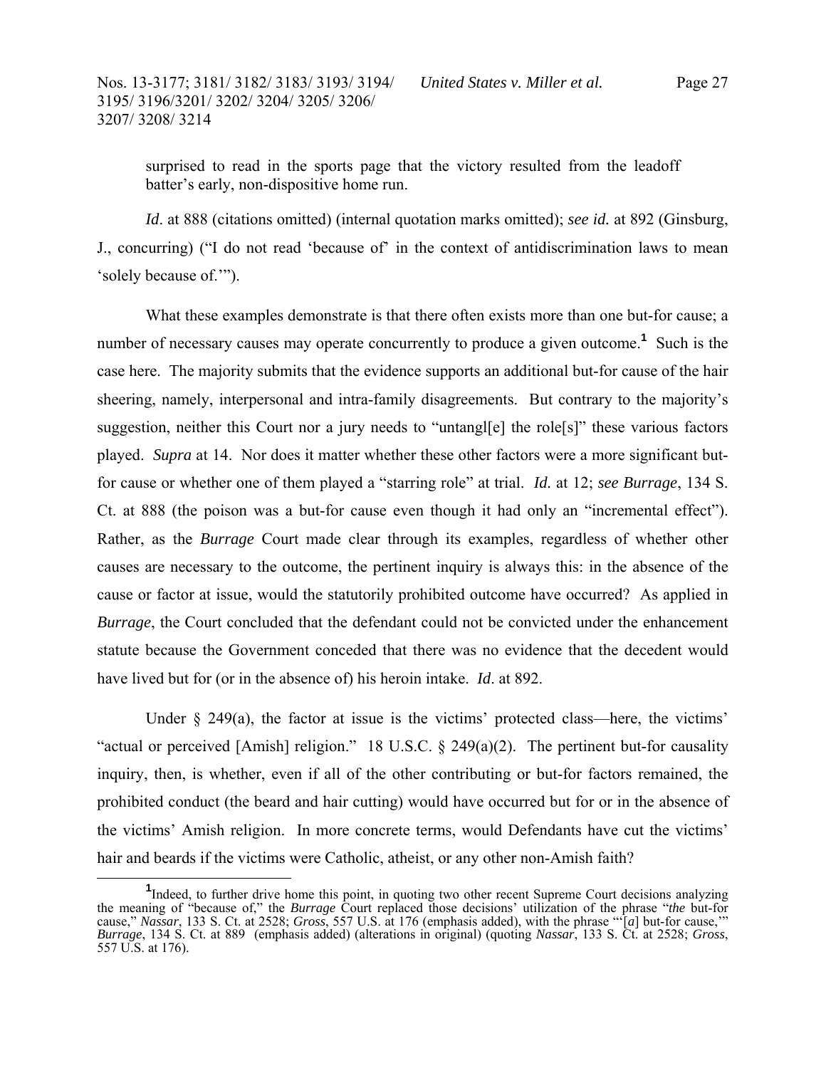surprised to read in the sports page that the victory resulted from the leadoff batter's early, non-dispositive home run.

*Id*. at 888 (citations omitted) (internal quotation marks omitted); *see id.* at 892 (Ginsburg, J., concurring) ("I do not read 'because of' in the context of antidiscrimination laws to mean 'solely because of.'").

What these examples demonstrate is that there often exists more than one but-for cause; a number of necessary causes may operate concurrently to produce a given outcome.[1] Such is the case here. The majority submits that the evidence supports an additional but-for cause of the hair sheering, namely, interpersonal and intra-family disagreements. But contrary to the majority's suggestion, neither this Court nor a jury needs to "untangl[e] the role[s]" these various factors played. *Supra* at 14. Nor does it matter whether these other factors were a more significant but-for cause or whether one of them played a "starring role" at trial. *Id.* at 12; *see Burrage*, 134 S. Ct. at 888 (the poison was a but-for cause even though it had only an "incremental effect"). Rather, as the *Burrage* Court made clear through its examples, regardless of whether other causes are necessary to the outcome, the pertinent inquiry is always this: in the absence of the cause or factor at issue, would the statutorily prohibited outcome have occurred? As applied in *Burrage*, the Court concluded that the defendant could not be convicted under the enhancement statute because the Government conceded that there was no evidence that the decedent would have lived but for (or in the absence of) his heroin intake. *Id*. at 892.

Under § 249(a), the factor at issue is the victims' protected class—here, the victims' "actual or perceived [Amish] religion." 18 U.S.C. § 249(a)(2). The pertinent but-for causality inquiry, then, is whether, even if all of the other contributing or but-for factors remained, the prohibited conduct (the beard and hair cutting) would have occurred but for or in the absence of the victims' Amish religion. In more concrete terms, would Defendants have cut the victims' hair and beards if the victims were Catholic, atheist, or any other non-Amish faith?

[1] Indeed, to further drive home this point, in quoting two other recent Supreme Court decisions analyzing the meaning of "because of," the *Burrage* Court replaced those decisions' utilization of the phrase "*the* but-for cause," *Nassar*, 133 S. Ct. at 2528; *Gross*, 557 U.S. at 176 (emphasis added), with the phrase "'[*a*] but-for cause,'" *Burrage*, 134 S. Ct. at 889 (emphasis added) (alterations in original) (quoting *Nassar*, 133 S. Ct. at 2528; *Gross*, 557 U.S. at 176).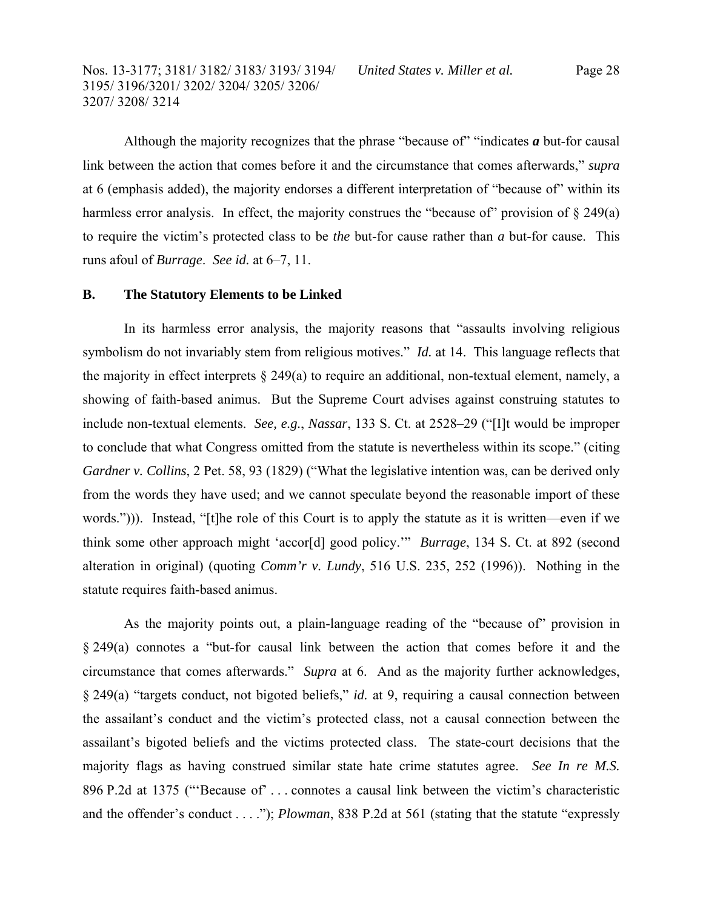Although the majority recognizes that the phrase "because of" "indicates ***a*** but-for causal link between the action that comes before it and the circumstance that comes afterwards," *supra* at 6 (emphasis added), the majority endorses a different interpretation of "because of" within its harmless error analysis. In effect, the majority construes the "because of" provision of § 249(a) to require the victim's protected class to be *the* but-for cause rather than *a* but-for cause. This runs afoul of *Burrage*. *See id.* at 6–7, 11.

## B. The Statutory Elements to be Linked

In its harmless error analysis, the majority reasons that "assaults involving religious symbolism do not invariably stem from religious motives." *Id.* at 14. This language reflects that the majority in effect interprets § 249(a) to require an additional, non-textual element, namely, a showing of faith-based animus. But the Supreme Court advises against construing statutes to include non-textual elements. *See, e.g.*, *Nassar*, 133 S. Ct. at 2528–29 ("[I]t would be improper to conclude that what Congress omitted from the statute is nevertheless within its scope." (citing *Gardner v. Collins*, 2 Pet. 58, 93 (1829) ("What the legislative intention was, can be derived only from the words they have used; and we cannot speculate beyond the reasonable import of these words."))). Instead, "[t]he role of this Court is to apply the statute as it is written—even if we think some other approach might 'accor[d] good policy.'" *Burrage*, 134 S. Ct. at 892 (second alteration in original) (quoting *Comm'r v. Lundy*, 516 U.S. 235, 252 (1996)). Nothing in the statute requires faith-based animus.

As the majority points out, a plain-language reading of the "because of" provision in § 249(a) connotes a "but-for causal link between the action that comes before it and the circumstance that comes afterwards." *Supra* at 6. And as the majority further acknowledges, § 249(a) "targets conduct, not bigoted beliefs," *id.* at 9, requiring a causal connection between the assailant's conduct and the victim's protected class, not a causal connection between the assailant's bigoted beliefs and the victims protected class. The state-court decisions that the majority flags as having construed similar state hate crime statutes agree. *See In re M.S.* 896 P.2d at 1375 ("'Because of' . . . connotes a causal link between the victim's characteristic and the offender's conduct . . . ."); *Plowman*, 838 P.2d at 561 (stating that the statute "expressly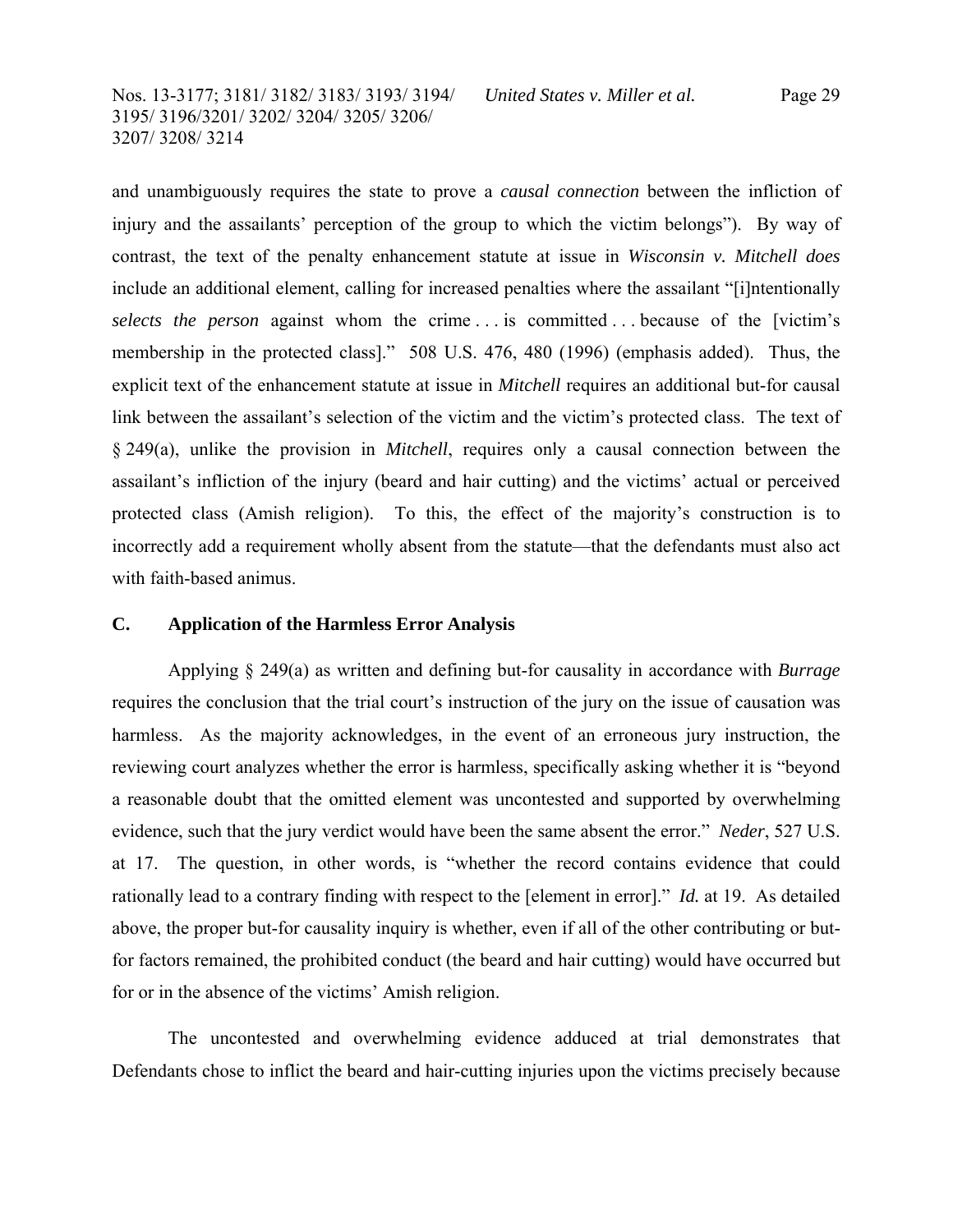and unambiguously requires the state to prove a *causal connection* between the infliction of injury and the assailants' perception of the group to which the victim belongs"). By way of contrast, the text of the penalty enhancement statute at issue in *Wisconsin v. Mitchell does* include an additional element, calling for increased penalties where the assailant "[i]ntentionally *selects the person* against whom the crime . . . is committed . . . because of the [victim's membership in the protected class]." 508 U.S. 476, 480 (1996) (emphasis added). Thus, the explicit text of the enhancement statute at issue in *Mitchell* requires an additional but-for causal link between the assailant's selection of the victim and the victim's protected class. The text of § 249(a), unlike the provision in *Mitchell*, requires only a causal connection between the assailant's infliction of the injury (beard and hair cutting) and the victims' actual or perceived protected class (Amish religion). To this, the effect of the majority's construction is to incorrectly add a requirement wholly absent from the statute—that the defendants must also act with faith-based animus.

### C. Application of the Harmless Error Analysis

Applying § 249(a) as written and defining but-for causality in accordance with *Burrage* requires the conclusion that the trial court's instruction of the jury on the issue of causation was harmless. As the majority acknowledges, in the event of an erroneous jury instruction, the reviewing court analyzes whether the error is harmless, specifically asking whether it is "beyond a reasonable doubt that the omitted element was uncontested and supported by overwhelming evidence, such that the jury verdict would have been the same absent the error." *Neder*, 527 U.S. at 17. The question, in other words, is "whether the record contains evidence that could rationally lead to a contrary finding with respect to the [element in error]." *Id.* at 19. As detailed above, the proper but-for causality inquiry is whether, even if all of the other contributing or but-for factors remained, the prohibited conduct (the beard and hair cutting) would have occurred but for or in the absence of the victims' Amish religion.

The uncontested and overwhelming evidence adduced at trial demonstrates that Defendants chose to inflict the beard and hair-cutting injuries upon the victims precisely because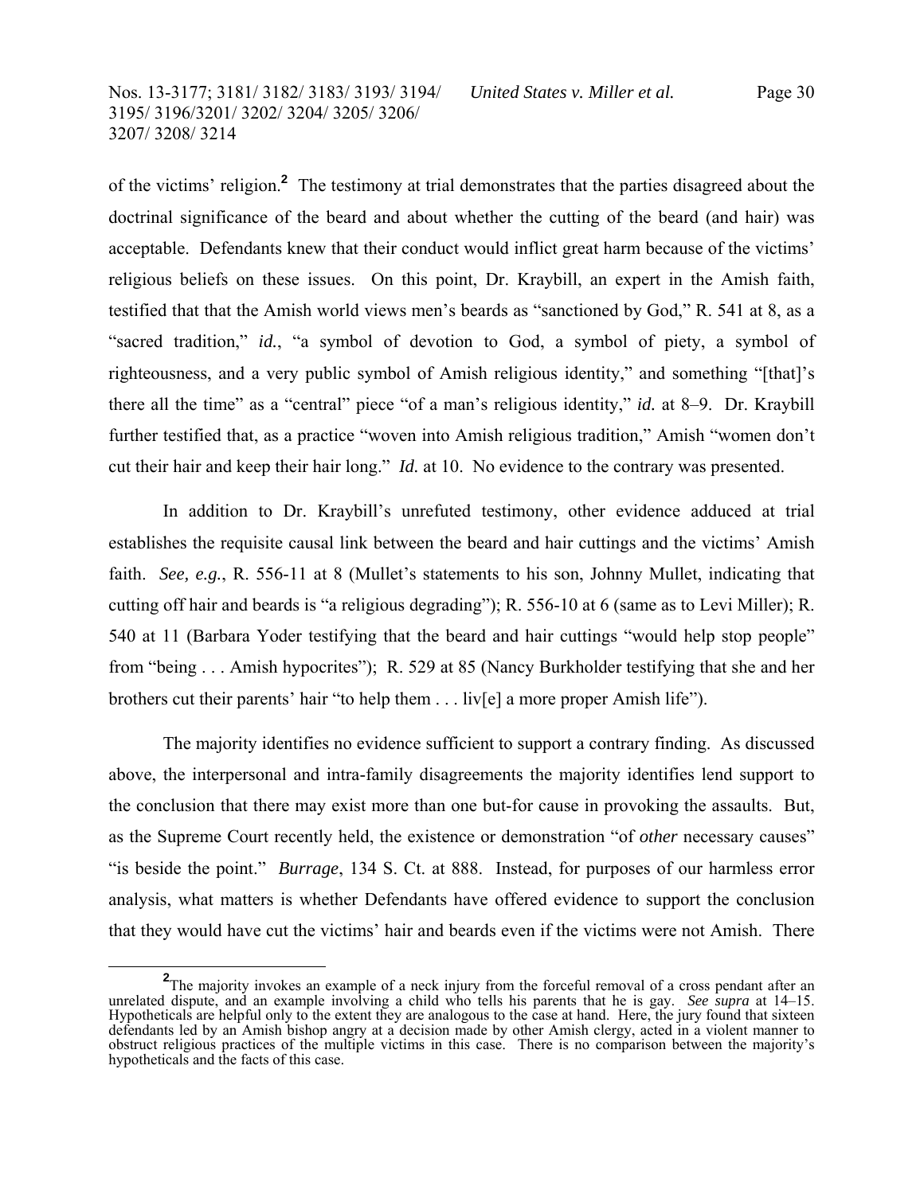of the victims' religion.[2] The testimony at trial demonstrates that the parties disagreed about the doctrinal significance of the beard and about whether the cutting of the beard (and hair) was acceptable. Defendants knew that their conduct would inflict great harm because of the victims' religious beliefs on these issues. On this point, Dr. Kraybill, an expert in the Amish faith, testified that that the Amish world views men's beards as "sanctioned by God," R. 541 at 8, as a "sacred tradition," *id.*, "a symbol of devotion to God, a symbol of piety, a symbol of righteousness, and a very public symbol of Amish religious identity," and something "[that]'s there all the time" as a "central" piece "of a man's religious identity," *id.* at 8–9. Dr. Kraybill further testified that, as a practice "woven into Amish religious tradition," Amish "women don't cut their hair and keep their hair long." *Id.* at 10. No evidence to the contrary was presented.

In addition to Dr. Kraybill's unrefuted testimony, other evidence adduced at trial establishes the requisite causal link between the beard and hair cuttings and the victims' Amish faith. *See, e.g.*, R. 556-11 at 8 (Mullet's statements to his son, Johnny Mullet, indicating that cutting off hair and beards is "a religious degrading"); R. 556-10 at 6 (same as to Levi Miller); R. 540 at 11 (Barbara Yoder testifying that the beard and hair cuttings "would help stop people" from "being . . . Amish hypocrites"); R. 529 at 85 (Nancy Burkholder testifying that she and her brothers cut their parents' hair "to help them . . . liv[e] a more proper Amish life").

The majority identifies no evidence sufficient to support a contrary finding. As discussed above, the interpersonal and intra-family disagreements the majority identifies lend support to the conclusion that there may exist more than one but-for cause in provoking the assaults. But, as the Supreme Court recently held, the existence or demonstration "of *other* necessary causes" "is beside the point." *Burrage*, 134 S. Ct. at 888. Instead, for purposes of our harmless error analysis, what matters is whether Defendants have offered evidence to support the conclusion that they would have cut the victims' hair and beards even if the victims were not Amish. There

[2] The majority invokes an example of a neck injury from the forceful removal of a cross pendant after an unrelated dispute, and an example involving a child who tells his parents that he is gay. *See supra* at 14–15. Hypotheticals are helpful only to the extent they are analogous to the case at hand. Here, the jury found that sixteen defendants led by an Amish bishop angry at a decision made by other Amish clergy, acted in a violent manner to obstruct religious practices of the multiple victims in this case. There is no comparison between the majority's hypotheticals and the facts of this case.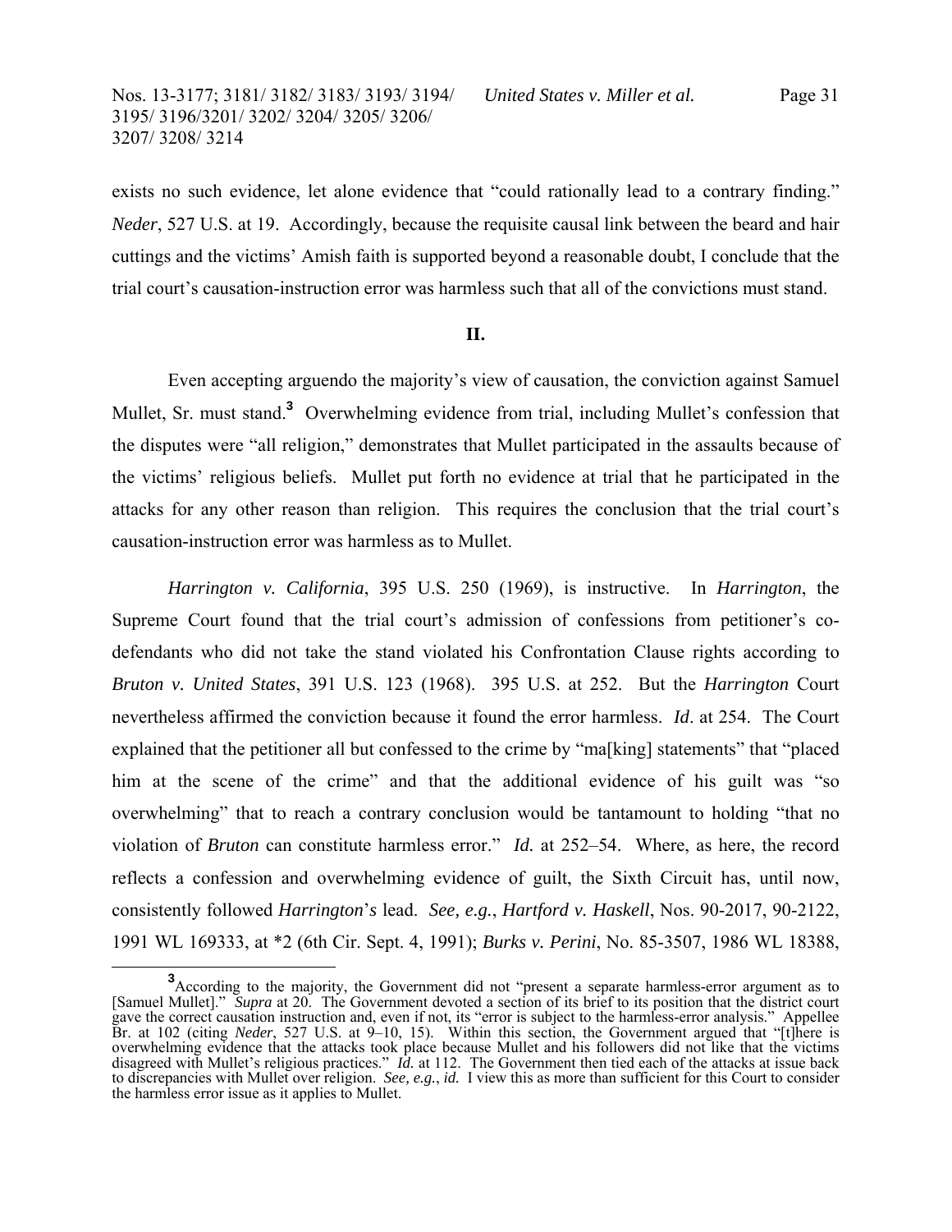exists no such evidence, let alone evidence that "could rationally lead to a contrary finding." *Neder*, 527 U.S. at 19. Accordingly, because the requisite causal link between the beard and hair cuttings and the victims' Amish faith is supported beyond a reasonable doubt, I conclude that the trial court's causation-instruction error was harmless such that all of the convictions must stand.

## II.

Even accepting arguendo the majority's view of causation, the conviction against Samuel Mullet, Sr. must stand.[3] Overwhelming evidence from trial, including Mullet's confession that the disputes were "all religion," demonstrates that Mullet participated in the assaults because of the victims' religious beliefs. Mullet put forth no evidence at trial that he participated in the attacks for any other reason than religion. This requires the conclusion that the trial court's causation-instruction error was harmless as to Mullet.

*Harrington v. California*, 395 U.S. 250 (1969), is instructive. In *Harrington*, the Supreme Court found that the trial court's admission of confessions from petitioner's co-defendants who did not take the stand violated his Confrontation Clause rights according to *Bruton v. United States*, 391 U.S. 123 (1968). 395 U.S. at 252. But the *Harrington* Court nevertheless affirmed the conviction because it found the error harmless. *Id*. at 254. The Court explained that the petitioner all but confessed to the crime by "ma[king] statements" that "placed him at the scene of the crime" and that the additional evidence of his guilt was "so overwhelming" that to reach a contrary conclusion would be tantamount to holding "that no violation of *Bruton* can constitute harmless error." *Id.* at 252–54. Where, as here, the record reflects a confession and overwhelming evidence of guilt, the Sixth Circuit has, until now, consistently followed *Harrington*'s lead. *See, e.g.*, *Hartford v. Haskell*, Nos. 90-2017, 90-2122, 1991 WL 169333, at *2 (6th Cir. Sept. 4, 1991); *Burks v. Perini*, No. 85-3507, 1986 WL 18388,

[3] According to the majority, the Government did not "present a separate harmless-error argument as to [Samuel Mullet]." *Supra* at 20. The Government devoted a section of its brief to its position that the district court gave the correct causation instruction and, even if not, its "error is subject to the harmless-error analysis." Appellee Br. at 102 (citing *Neder*, 527 U.S. at 9–10, 15). Within this section, the Government argued that "[t]here is overwhelming evidence that the attacks took place because Mullet and his followers did not like that the victims disagreed with Mullet's religious practices." *Id.* at 112. The Government then tied each of the attacks at issue back to discrepancies with Mullet over religion. *See, e.g.*, *id.* I view this as more than sufficient for this Court to consider the harmless error issue as it applies to Mullet.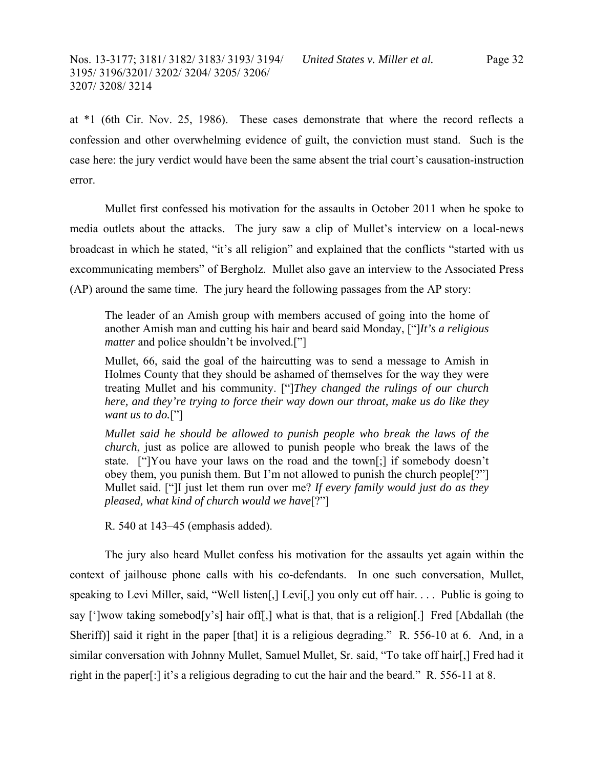at *1 (6th Cir. Nov. 25, 1986). These cases demonstrate that where the record reflects a confession and other overwhelming evidence of guilt, the conviction must stand. Such is the case here: the jury verdict would have been the same absent the trial court's causation-instruction error.

Mullet first confessed his motivation for the assaults in October 2011 when he spoke to media outlets about the attacks. The jury saw a clip of Mullet's interview on a local-news broadcast in which he stated, "it's all religion" and explained that the conflicts "started with us excommunicating members" of Bergholz. Mullet also gave an interview to the Associated Press (AP) around the same time. The jury heard the following passages from the AP story:

> The leader of an Amish group with members accused of going into the home of another Amish man and cutting his hair and beard said Monday, ["]*It's a religious matter* and police shouldn't be involved.["]
>
> Mullet, 66, said the goal of the haircutting was to send a message to Amish in Holmes County that they should be ashamed of themselves for the way they were treating Mullet and his community. ["]*They changed the rulings of our church here, and they're trying to force their way down our throat, make us do like they want us to do.*["]
>
> *Mullet said he should be allowed to punish people who break the laws of the church*, just as police are allowed to punish people who break the laws of the state. ["]You have your laws on the road and the town[;] if somebody doesn't obey them, you punish them. But I'm not allowed to punish the church people[?"] Mullet said. ["]I just let them run over me? *If every family would just do as they pleased, what kind of church would we have*[?"]
>
> R. 540 at 143–45 (emphasis added).

The jury also heard Mullet confess his motivation for the assaults yet again within the context of jailhouse phone calls with his co-defendants. In one such conversation, Mullet, speaking to Levi Miller, said, "Well listen[,] Levi[,] you only cut off hair. . . . Public is going to say [']wow taking somebod[y's] hair off[,] what is that, that is a religion[.] Fred [Abdallah (the Sheriff)] said it right in the paper [that] it is a religious degrading." R. 556-10 at 6. And, in a similar conversation with Johnny Mullet, Samuel Mullet, Sr. said, "To take off hair[,] Fred had it right in the paper[:] it's a religious degrading to cut the hair and the beard." R. 556-11 at 8.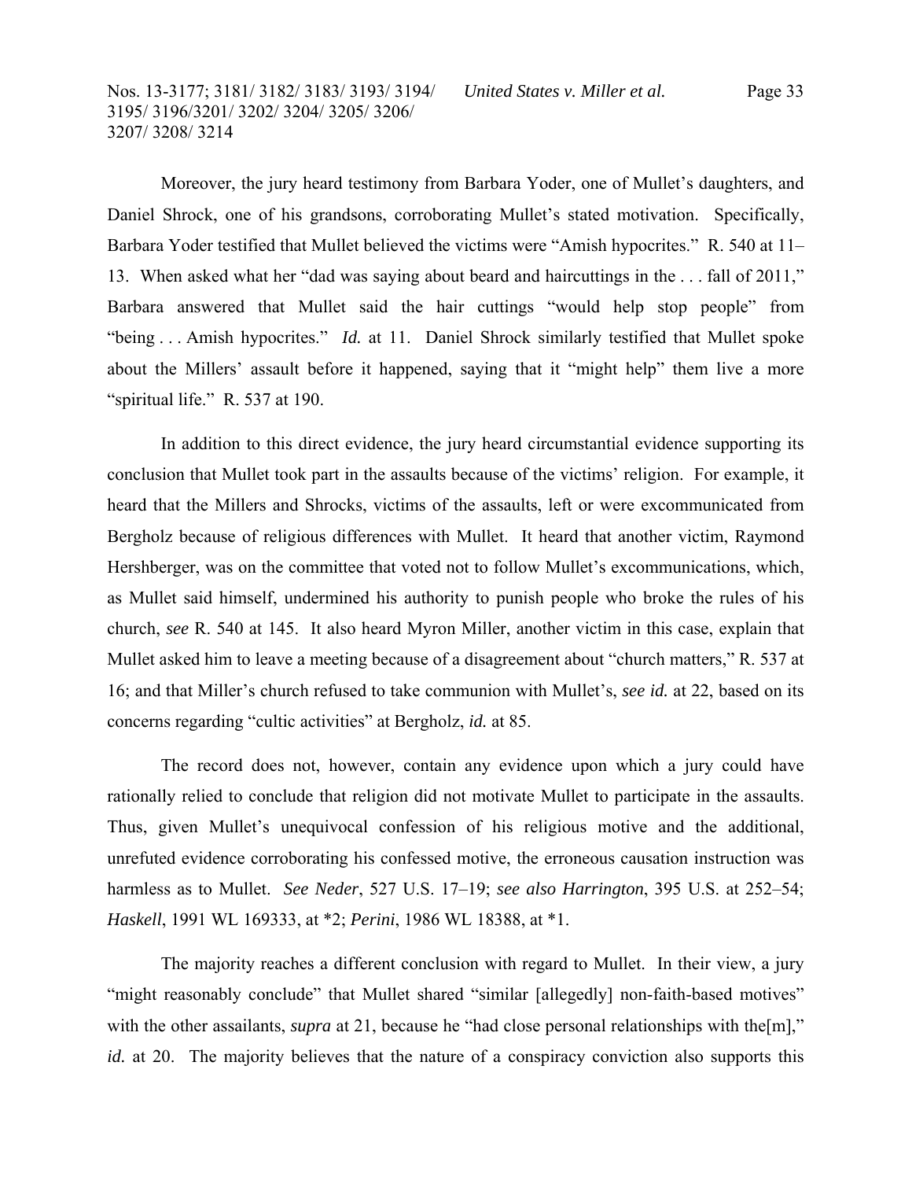Moreover, the jury heard testimony from Barbara Yoder, one of Mullet's daughters, and Daniel Shrock, one of his grandsons, corroborating Mullet's stated motivation. Specifically, Barbara Yoder testified that Mullet believed the victims were "Amish hypocrites." R. 540 at 11–13. When asked what her "dad was saying about beard and haircuttings in the . . . fall of 2011," Barbara answered that Mullet said the hair cuttings "would help stop people" from "being . . . Amish hypocrites." *Id.* at 11. Daniel Shrock similarly testified that Mullet spoke about the Millers' assault before it happened, saying that it "might help" them live a more "spiritual life." R. 537 at 190.

In addition to this direct evidence, the jury heard circumstantial evidence supporting its conclusion that Mullet took part in the assaults because of the victims' religion. For example, it heard that the Millers and Shrocks, victims of the assaults, left or were excommunicated from Bergholz because of religious differences with Mullet. It heard that another victim, Raymond Hershberger, was on the committee that voted not to follow Mullet's excommunications, which, as Mullet said himself, undermined his authority to punish people who broke the rules of his church, *see* R. 540 at 145. It also heard Myron Miller, another victim in this case, explain that Mullet asked him to leave a meeting because of a disagreement about "church matters," R. 537 at 16; and that Miller's church refused to take communion with Mullet's, *see id.* at 22, based on its concerns regarding "cultic activities" at Bergholz, *id.* at 85.

The record does not, however, contain any evidence upon which a jury could have rationally relied to conclude that religion did not motivate Mullet to participate in the assaults. Thus, given Mullet's unequivocal confession of his religious motive and the additional, unrefuted evidence corroborating his confessed motive, the erroneous causation instruction was harmless as to Mullet. *See Neder*, 527 U.S. 17–19; *see also Harrington*, 395 U.S. at 252–54; *Haskell*, 1991 WL 169333, at *2; *Perini*, 1986 WL 18388, at *1.

The majority reaches a different conclusion with regard to Mullet. In their view, a jury "might reasonably conclude" that Mullet shared "similar [allegedly] non-faith-based motives" with the other assailants, *supra* at 21, because he "had close personal relationships with the[m]," *id.* at 20. The majority believes that the nature of a conspiracy conviction also supports this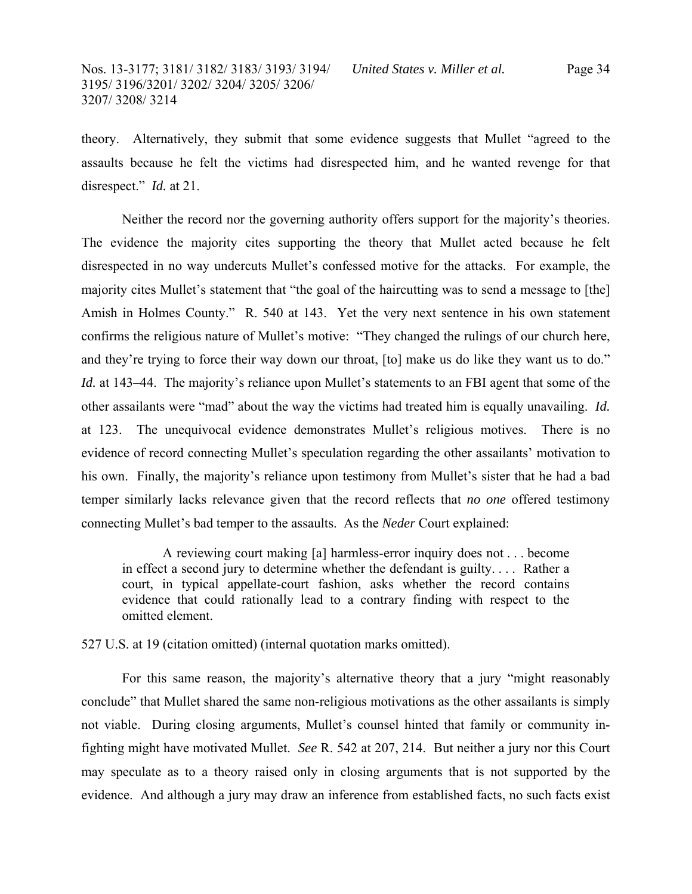theory. Alternatively, they submit that some evidence suggests that Mullet "agreed to the assaults because he felt the victims had disrespected him, and he wanted revenge for that disrespect." *Id.* at 21.

Neither the record nor the governing authority offers support for the majority's theories. The evidence the majority cites supporting the theory that Mullet acted because he felt disrespected in no way undercuts Mullet's confessed motive for the attacks. For example, the majority cites Mullet's statement that "the goal of the haircutting was to send a message to [the] Amish in Holmes County." R. 540 at 143. Yet the very next sentence in his own statement confirms the religious nature of Mullet's motive: "They changed the rulings of our church here, and they're trying to force their way down our throat, [to] make us do like they want us to do." *Id.* at 143–44. The majority's reliance upon Mullet's statements to an FBI agent that some of the other assailants were "mad" about the way the victims had treated him is equally unavailing. *Id.* at 123. The unequivocal evidence demonstrates Mullet's religious motives. There is no evidence of record connecting Mullet's speculation regarding the other assailants' motivation to his own. Finally, the majority's reliance upon testimony from Mullet's sister that he had a bad temper similarly lacks relevance given that the record reflects that *no one* offered testimony connecting Mullet's bad temper to the assaults. As the *Neder* Court explained:

> A reviewing court making [a] harmless-error inquiry does not . . . become in effect a second jury to determine whether the defendant is guilty. . . . Rather a court, in typical appellate-court fashion, asks whether the record contains evidence that could rationally lead to a contrary finding with respect to the omitted element.

527 U.S. at 19 (citation omitted) (internal quotation marks omitted).

For this same reason, the majority's alternative theory that a jury "might reasonably conclude" that Mullet shared the same non-religious motivations as the other assailants is simply not viable. During closing arguments, Mullet's counsel hinted that family or community in-fighting might have motivated Mullet. *See* R. 542 at 207, 214. But neither a jury nor this Court may speculate as to a theory raised only in closing arguments that is not supported by the evidence. And although a jury may draw an inference from established facts, no such facts exist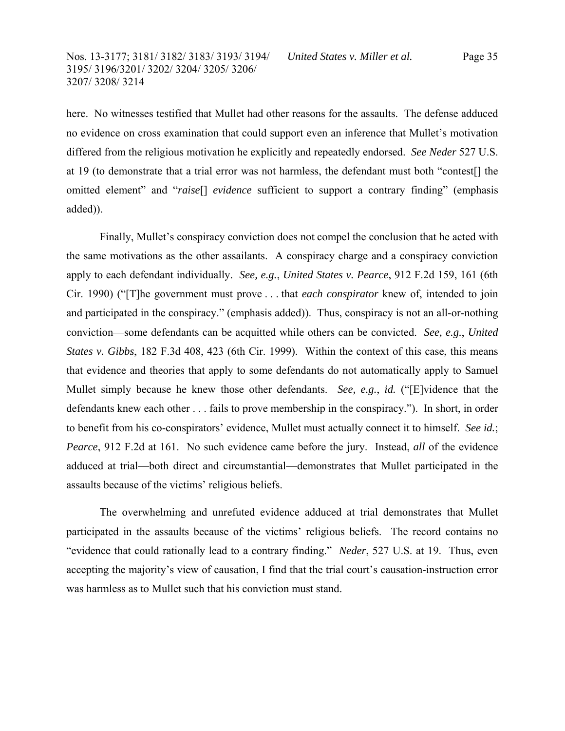here. No witnesses testified that Mullet had other reasons for the assaults. The defense adduced no evidence on cross examination that could support even an inference that Mullet's motivation differed from the religious motivation he explicitly and repeatedly endorsed. *See Neder* 527 U.S. at 19 (to demonstrate that a trial error was not harmless, the defendant must both "contest[] the omitted element" and "*raise*[] *evidence* sufficient to support a contrary finding" (emphasis added)).

Finally, Mullet's conspiracy conviction does not compel the conclusion that he acted with the same motivations as the other assailants. A conspiracy charge and a conspiracy conviction apply to each defendant individually. *See, e.g.*, *United States v. Pearce*, 912 F.2d 159, 161 (6th Cir. 1990) ("[T]he government must prove . . . that *each conspirator* knew of, intended to join and participated in the conspiracy." (emphasis added)). Thus, conspiracy is not an all-or-nothing conviction—some defendants can be acquitted while others can be convicted. *See, e.g.*, *United States v. Gibbs*, 182 F.3d 408, 423 (6th Cir. 1999). Within the context of this case, this means that evidence and theories that apply to some defendants do not automatically apply to Samuel Mullet simply because he knew those other defendants. *See, e.g.*, *id.* ("[E]vidence that the defendants knew each other . . . fails to prove membership in the conspiracy."). In short, in order to benefit from his co-conspirators' evidence, Mullet must actually connect it to himself. *See id.*; *Pearce*, 912 F.2d at 161. No such evidence came before the jury. Instead, *all* of the evidence adduced at trial—both direct and circumstantial—demonstrates that Mullet participated in the assaults because of the victims' religious beliefs.

The overwhelming and unrefuted evidence adduced at trial demonstrates that Mullet participated in the assaults because of the victims' religious beliefs. The record contains no "evidence that could rationally lead to a contrary finding." *Neder*, 527 U.S. at 19. Thus, even accepting the majority's view of causation, I find that the trial court's causation-instruction error was harmless as to Mullet such that his conviction must stand.